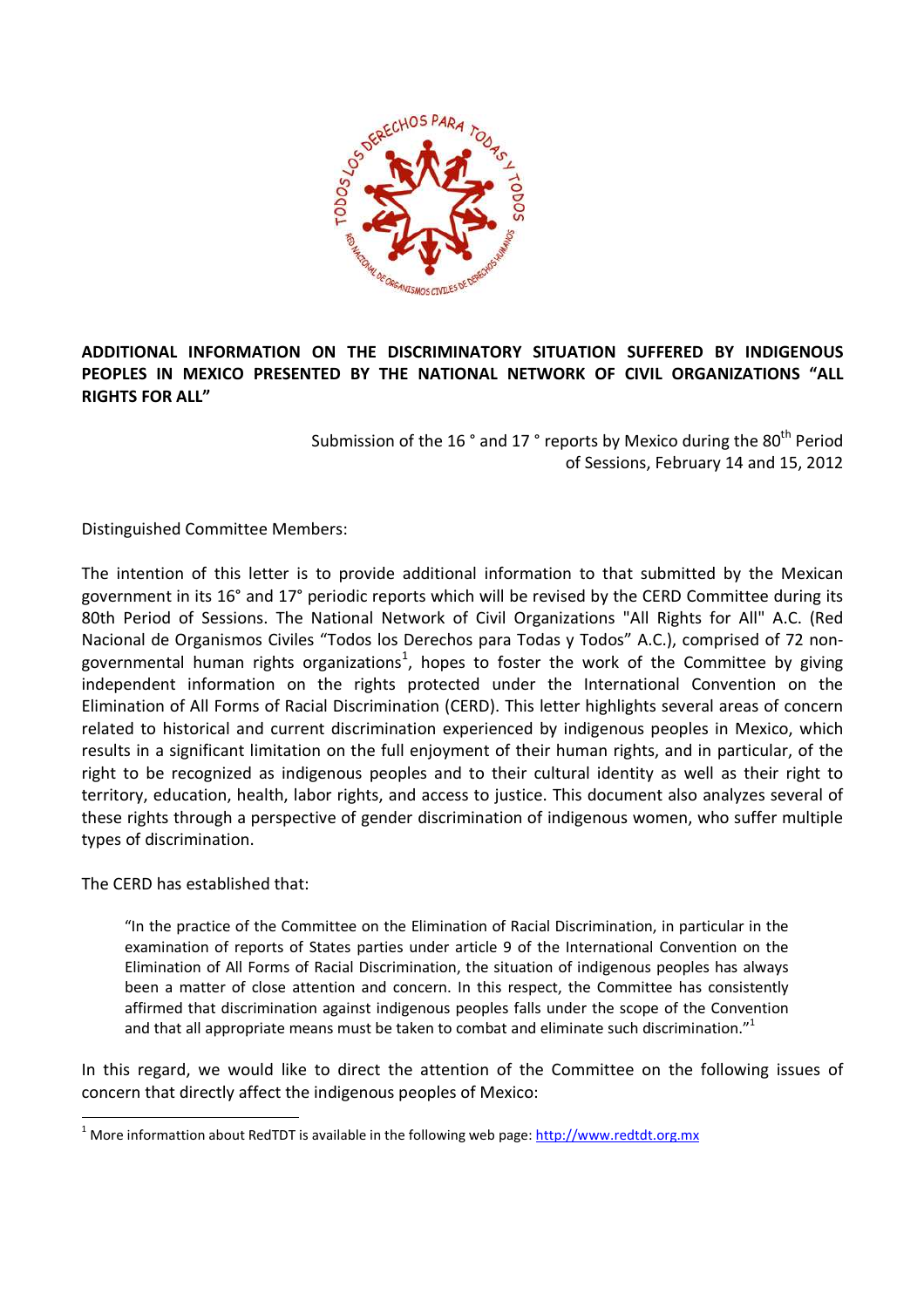**ADDITIONAL INFORMATION ON THE DISCRIMINATORY SITUATION SUFFERED BY INDIGENOUS PEOPLES IN MEXICO PRESENTED BY THE NATIONAL NETWORK OF CIVIL ORGANIZATIONS "ALL RIGHTS FOR ALL"**

Submission of the 16 ° and 17 ° reports by Mexico during the 80th Period of Sessions, February 14 and 15, 2012

Distinguished Committee Members:

The intention of this letter is to provide additional information to that submitted by the Mexican government in its 16° and 17° periodic reports which will be revised by the CERD Committee during its 80th Period of Sessions. The National Network of Civil Organizations "All Rights for All" A.C. (Red Nacional de Organismos Civiles "Todos los Derechos para Todas y Todos" A.C.), comprised of 72 non-governmental human rights organizations[1], hopes to foster the work of the Committee by giving independent information on the rights protected under the International Convention on the Elimination of All Forms of Racial Discrimination (CERD). This letter highlights several areas of concern related to historical and current discrimination experienced by indigenous peoples in Mexico, which results in a significant limitation on the full enjoyment of their human rights, and in particular, of the right to be recognized as indigenous peoples and to their cultural identity as well as their right to territory, education, health, labor rights, and access to justice. This document also analyzes several of these rights through a perspective of gender discrimination of indigenous women, who suffer multiple types of discrimination.

The CERD has established that:

> "In the practice of the Committee on the Elimination of Racial Discrimination, in particular in the examination of reports of States parties under article 9 of the International Convention on the Elimination of All Forms of Racial Discrimination, the situation of indigenous peoples has always been a matter of close attention and concern. In this respect, the Committee has consistently affirmed that discrimination against indigenous peoples falls under the scope of the Convention and that all appropriate means must be taken to combat and eliminate such discrimination."[1]

In this regard, we would like to direct the attention of the Committee on the following issues of concern that directly affect the indigenous peoples of Mexico:

[1] More informattion about RedTDT is available in the following web page: http://www.redtdt.org.mx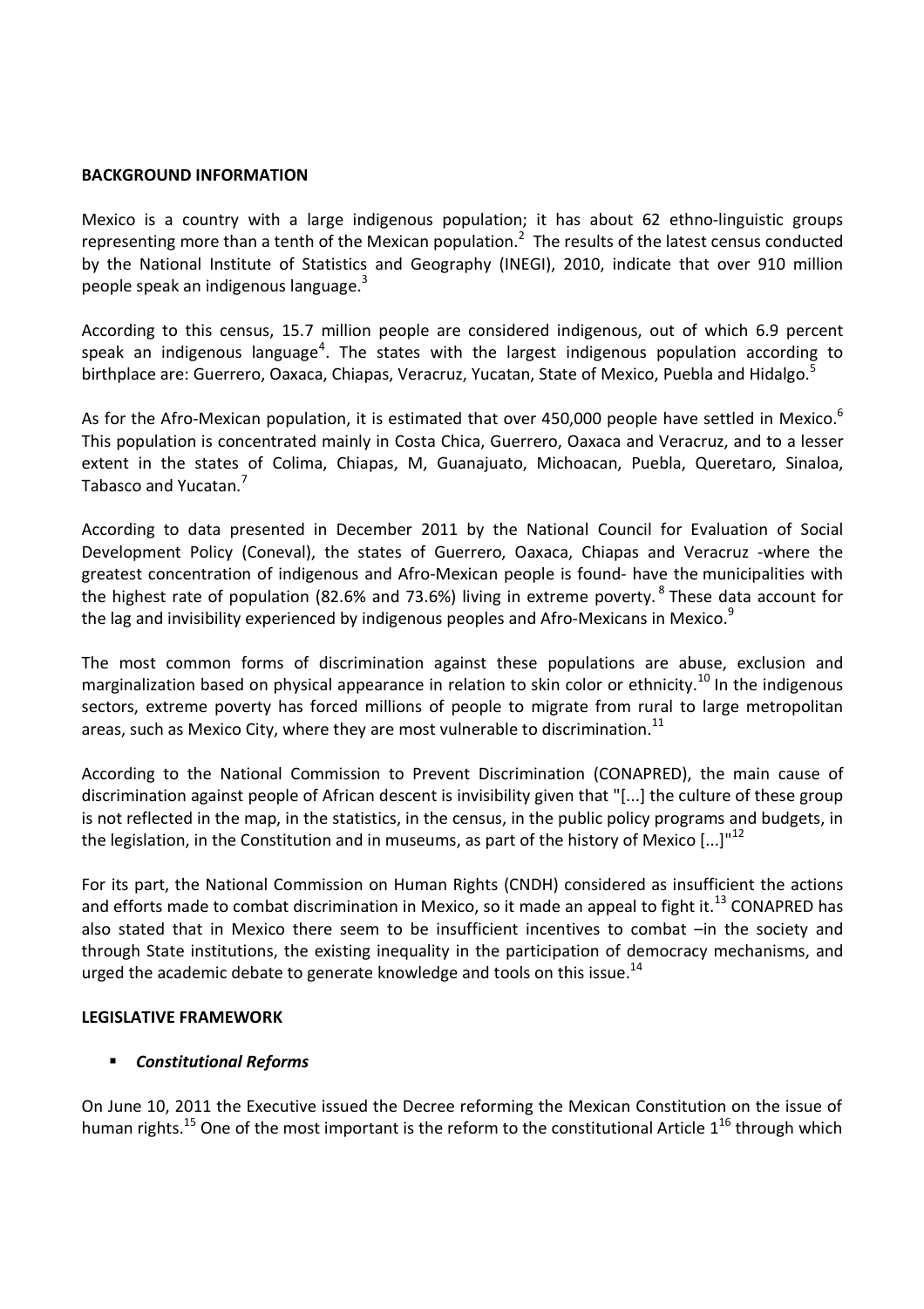**BACKGROUND INFORMATION**

Mexico is a country with a large indigenous population; it has about 62 ethno-linguistic groups representing more than a tenth of the Mexican population.[2] The results of the latest census conducted by the National Institute of Statistics and Geography (INEGI), 2010, indicate that over 910 million people speak an indigenous language.[3]

According to this census, 15.7 million people are considered indigenous, out of which 6.9 percent speak an indigenous language[4]. The states with the largest indigenous population according to birthplace are: Guerrero, Oaxaca, Chiapas, Veracruz, Yucatan, State of Mexico, Puebla and Hidalgo.[5]

As for the Afro-Mexican population, it is estimated that over 450,000 people have settled in Mexico.[6] This population is concentrated mainly in Costa Chica, Guerrero, Oaxaca and Veracruz, and to a lesser extent in the states of Colima, Chiapas, M, Guanajuato, Michoacan, Puebla, Queretaro, Sinaloa, Tabasco and Yucatan.[7]

According to data presented in December 2011 by the National Council for Evaluation of Social Development Policy (Coneval), the states of Guerrero, Oaxaca, Chiapas and Veracruz -where the greatest concentration of indigenous and Afro-Mexican people is found- have the municipalities with the highest rate of population (82.6% and 73.6%) living in extreme poverty.[8] These data account for the lag and invisibility experienced by indigenous peoples and Afro-Mexicans in Mexico.[9]

The most common forms of discrimination against these populations are abuse, exclusion and marginalization based on physical appearance in relation to skin color or ethnicity.[10] In the indigenous sectors, extreme poverty has forced millions of people to migrate from rural to large metropolitan areas, such as Mexico City, where they are most vulnerable to discrimination.[11]

According to the National Commission to Prevent Discrimination (CONAPRED), the main cause of discrimination against people of African descent is invisibility given that "[...] the culture of these group is not reflected in the map, in the statistics, in the census, in the public policy programs and budgets, in the legislation, in the Constitution and in museums, as part of the history of Mexico [...]"[12]

For its part, the National Commission on Human Rights (CNDH) considered as insufficient the actions and efforts made to combat discrimination in Mexico, so it made an appeal to fight it.[13] CONAPRED has also stated that in Mexico there seem to be insufficient incentives to combat –in the society and through State institutions, the existing inequality in the participation of democracy mechanisms, and urged the academic debate to generate knowledge and tools on this issue.[14]

**LEGISLATIVE FRAMEWORK**

- ***Constitutional Reforms***

On June 10, 2011 the Executive issued the Decree reforming the Mexican Constitution on the issue of human rights.[15] One of the most important is the reform to the constitutional Article 1[16] through which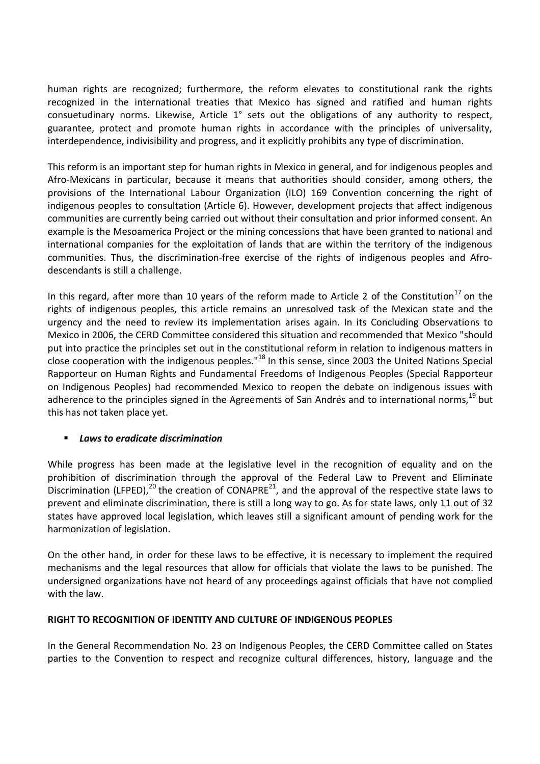human rights are recognized; furthermore, the reform elevates to constitutional rank the rights recognized in the international treaties that Mexico has signed and ratified and human rights consuetudinary norms. Likewise, Article 1° sets out the obligations of any authority to respect, guarantee, protect and promote human rights in accordance with the principles of universality, interdependence, indivisibility and progress, and it explicitly prohibits any type of discrimination.

This reform is an important step for human rights in Mexico in general, and for indigenous peoples and Afro-Mexicans in particular, because it means that authorities should consider, among others, the provisions of the International Labour Organization (ILO) 169 Convention concerning the right of indigenous peoples to consultation (Article 6). However, development projects that affect indigenous communities are currently being carried out without their consultation and prior informed consent. An example is the Mesoamerica Project or the mining concessions that have been granted to national and international companies for the exploitation of lands that are within the territory of the indigenous communities. Thus, the discrimination-free exercise of the rights of indigenous peoples and Afro-descendants is still a challenge.

In this regard, after more than 10 years of the reform made to Article 2 of the Constitution[17] on the rights of indigenous peoples, this article remains an unresolved task of the Mexican state and the urgency and the need to review its implementation arises again. In its Concluding Observations to Mexico in 2006, the CERD Committee considered this situation and recommended that Mexico "should put into practice the principles set out in the constitutional reform in relation to indigenous matters in close cooperation with the indigenous peoples."[18] In this sense, since 2003 the United Nations Special Rapporteur on Human Rights and Fundamental Freedoms of Indigenous Peoples (Special Rapporteur on Indigenous Peoples) had recommended Mexico to reopen the debate on indigenous issues with adherence to the principles signed in the Agreements of San Andrés and to international norms,[19] but this has not taken place yet.

- ***Laws to eradicate discrimination***

While progress has been made at the legislative level in the recognition of equality and on the prohibition of discrimination through the approval of the Federal Law to Prevent and Eliminate Discrimination (LFPED),[20] the creation of CONAPRE[21], and the approval of the respective state laws to prevent and eliminate discrimination, there is still a long way to go. As for state laws, only 11 out of 32 states have approved local legislation, which leaves still a significant amount of pending work for the harmonization of legislation.

On the other hand, in order for these laws to be effective, it is necessary to implement the required mechanisms and the legal resources that allow for officials that violate the laws to be punished. The undersigned organizations have not heard of any proceedings against officials that have not complied with the law.

**RIGHT TO RECOGNITION OF IDENTITY AND CULTURE OF INDIGENOUS PEOPLES**

In the General Recommendation No. 23 on Indigenous Peoples, the CERD Committee called on States parties to the Convention to respect and recognize cultural differences, history, language and the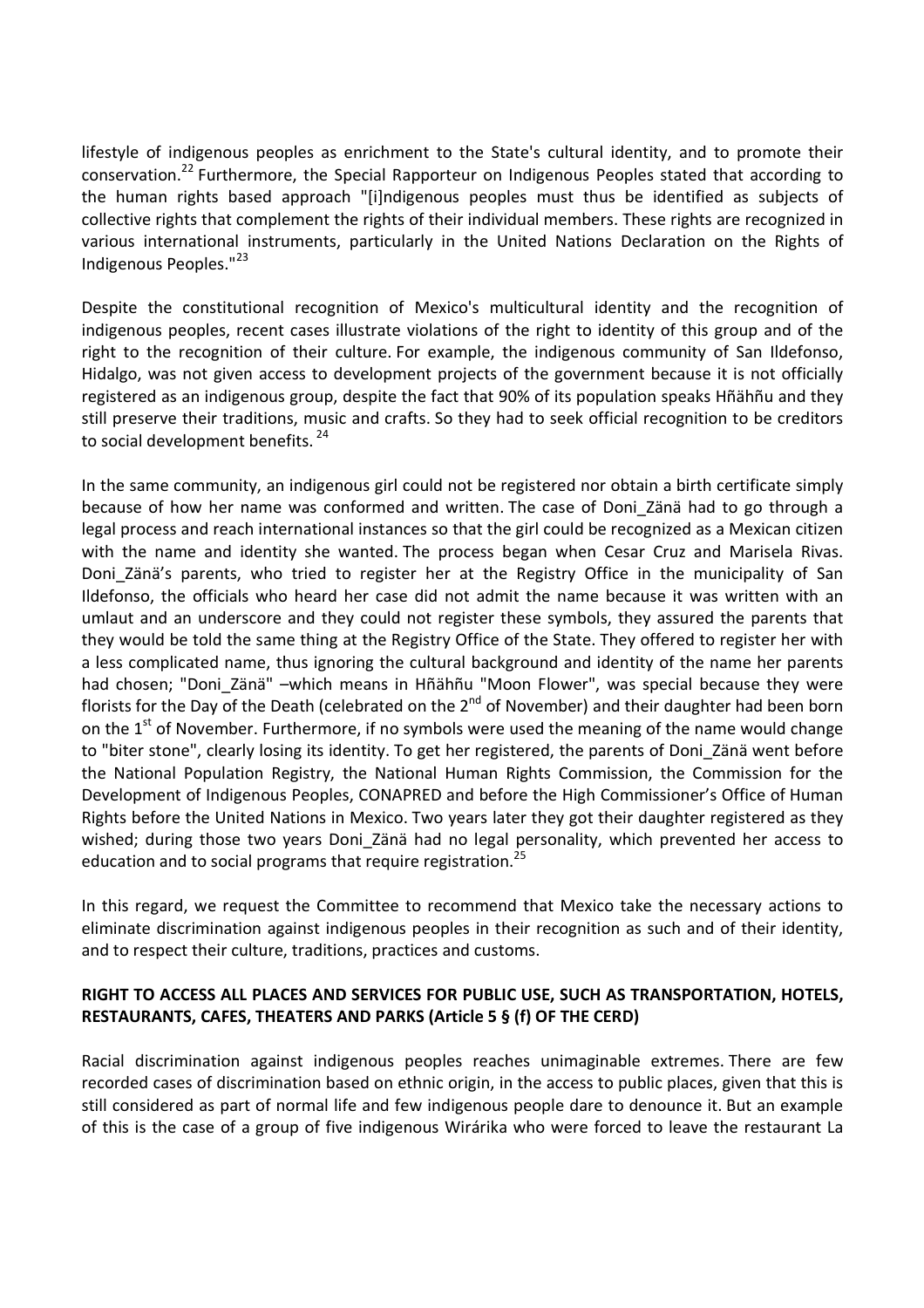lifestyle of indigenous peoples as enrichment to the State's cultural identity, and to promote their conservation.[22] Furthermore, the Special Rapporteur on Indigenous Peoples stated that according to the human rights based approach "[i]ndigenous peoples must thus be identified as subjects of collective rights that complement the rights of their individual members. These rights are recognized in various international instruments, particularly in the United Nations Declaration on the Rights of Indigenous Peoples."[23]

Despite the constitutional recognition of Mexico's multicultural identity and the recognition of indigenous peoples, recent cases illustrate violations of the right to identity of this group and of the right to the recognition of their culture. For example, the indigenous community of San Ildefonso, Hidalgo, was not given access to development projects of the government because it is not officially registered as an indigenous group, despite the fact that 90% of its population speaks Hñähñu and they still preserve their traditions, music and crafts. So they had to seek official recognition to be creditors to social development benefits. [24]

In the same community, an indigenous girl could not be registered nor obtain a birth certificate simply because of how her name was conformed and written. The case of Doni_Zänä had to go through a legal process and reach international instances so that the girl could be recognized as a Mexican citizen with the name and identity she wanted. The process began when Cesar Cruz and Marisela Rivas. Doni_Zänä's parents, who tried to register her at the Registry Office in the municipality of San Ildefonso, the officials who heard her case did not admit the name because it was written with an umlaut and an underscore and they could not register these symbols, they assured the parents that they would be told the same thing at the Registry Office of the State. They offered to register her with a less complicated name, thus ignoring the cultural background and identity of the name her parents had chosen; "Doni_Zänä" –which means in Hñähñu "Moon Flower", was special because they were florists for the Day of the Death (celebrated on the 2nd of November) and their daughter had been born on the 1st of November. Furthermore, if no symbols were used the meaning of the name would change to "biter stone", clearly losing its identity. To get her registered, the parents of Doni_Zänä went before the National Population Registry, the National Human Rights Commission, the Commission for the Development of Indigenous Peoples, CONAPRED and before the High Commissioner's Office of Human Rights before the United Nations in Mexico. Two years later they got their daughter registered as they wished; during those two years Doni_Zänä had no legal personality, which prevented her access to education and to social programs that require registration.[25]

In this regard, we request the Committee to recommend that Mexico take the necessary actions to eliminate discrimination against indigenous peoples in their recognition as such and of their identity, and to respect their culture, traditions, practices and customs.

**RIGHT TO ACCESS ALL PLACES AND SERVICES FOR PUBLIC USE, SUCH AS TRANSPORTATION, HOTELS, RESTAURANTS, CAFES, THEATERS AND PARKS (Article 5 § (f) OF THE CERD)**

Racial discrimination against indigenous peoples reaches unimaginable extremes. There are few recorded cases of discrimination based on ethnic origin, in the access to public places, given that this is still considered as part of normal life and few indigenous people dare to denounce it. But an example of this is the case of a group of five indigenous Wirárika who were forced to leave the restaurant La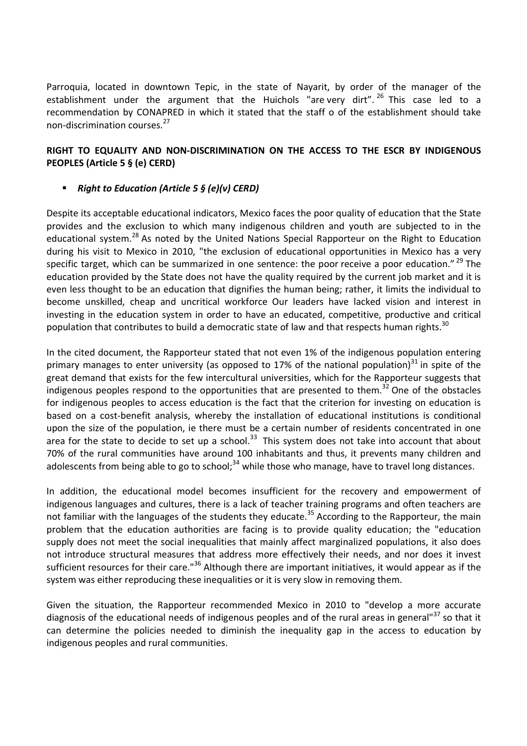Parroquia, located in downtown Tepic, in the state of Nayarit, by order of the manager of the establishment under the argument that the Huichols "are very dirt".[26] This case led to a recommendation by CONAPRED in which it stated that the staff o of the establishment should take non-discrimination courses.[27]

**RIGHT TO EQUALITY AND NON-DISCRIMINATION ON THE ACCESS TO THE ESCR BY INDIGENOUS PEOPLES (Article 5 § (e) CERD)**

- ***Right to Education (Article 5 § (e)(v) CERD)***

Despite its acceptable educational indicators, Mexico faces the poor quality of education that the State provides and the exclusion to which many indigenous children and youth are subjected to in the educational system.[28] As noted by the United Nations Special Rapporteur on the Right to Education during his visit to Mexico in 2010, "the exclusion of educational opportunities in Mexico has a very specific target, which can be summarized in one sentence: the poor receive a poor education."[29] The education provided by the State does not have the quality required by the current job market and it is even less thought to be an education that dignifies the human being; rather, it limits the individual to become unskilled, cheap and uncritical workforce Our leaders have lacked vision and interest in investing in the education system in order to have an educated, competitive, productive and critical population that contributes to build a democratic state of law and that respects human rights.[30]

In the cited document, the Rapporteur stated that not even 1% of the indigenous population entering primary manages to enter university (as opposed to 17% of the national population)[31] in spite of the great demand that exists for the few intercultural universities, which for the Rapporteur suggests that indigenous peoples respond to the opportunities that are presented to them.[32] One of the obstacles for indigenous peoples to access education is the fact that the criterion for investing on education is based on a cost-benefit analysis, whereby the installation of educational institutions is conditional upon the size of the population, ie there must be a certain number of residents concentrated in one area for the state to decide to set up a school.[33] This system does not take into account that about 70% of the rural communities have around 100 inhabitants and thus, it prevents many children and adolescents from being able to go to school;[34] while those who manage, have to travel long distances.

In addition, the educational model becomes insufficient for the recovery and empowerment of indigenous languages and cultures, there is a lack of teacher training programs and often teachers are not familiar with the languages of the students they educate.[35] According to the Rapporteur, the main problem that the education authorities are facing is to provide quality education; the "education supply does not meet the social inequalities that mainly affect marginalized populations, it also does not introduce structural measures that address more effectively their needs, and nor does it invest sufficient resources for their care."[36] Although there are important initiatives, it would appear as if the system was either reproducing these inequalities or it is very slow in removing them.

Given the situation, the Rapporteur recommended Mexico in 2010 to "develop a more accurate diagnosis of the educational needs of indigenous peoples and of the rural areas in general"[37] so that it can determine the policies needed to diminish the inequality gap in the access to education by indigenous peoples and rural communities.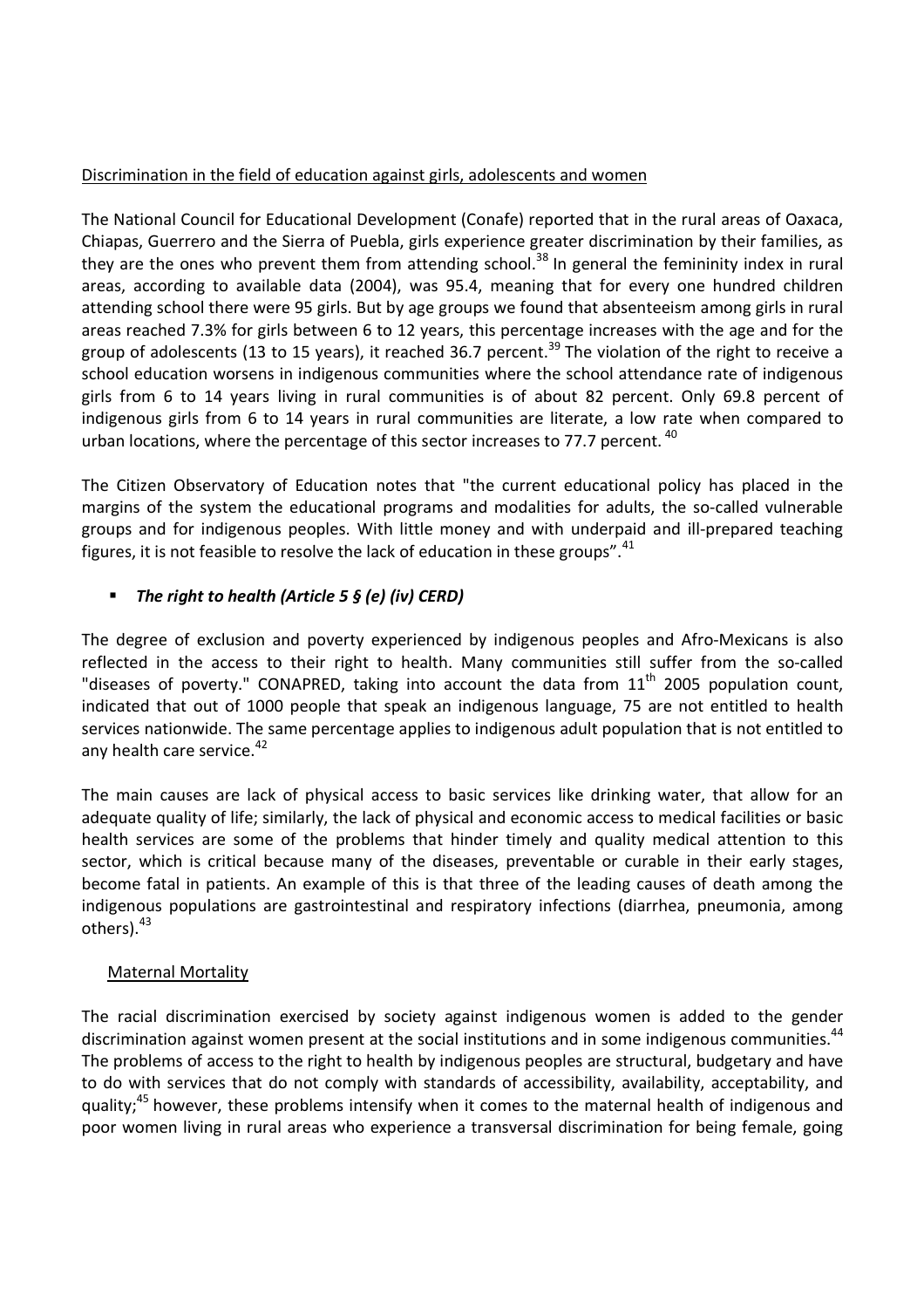Discrimination in the field of education against girls, adolescents and women

The National Council for Educational Development (Conafe) reported that in the rural areas of Oaxaca, Chiapas, Guerrero and the Sierra of Puebla, girls experience greater discrimination by their families, as they are the ones who prevent them from attending school.[38] In general the femininity index in rural areas, according to available data (2004), was 95.4, meaning that for every one hundred children attending school there were 95 girls. But by age groups we found that absenteeism among girls in rural areas reached 7.3% for girls between 6 to 12 years, this percentage increases with the age and for the group of adolescents (13 to 15 years), it reached 36.7 percent.[39] The violation of the right to receive a school education worsens in indigenous communities where the school attendance rate of indigenous girls from 6 to 14 years living in rural communities is of about 82 percent. Only 69.8 percent of indigenous girls from 6 to 14 years in rural communities are literate, a low rate when compared to urban locations, where the percentage of this sector increases to 77.7 percent.[40]

The Citizen Observatory of Education notes that "the current educational policy has placed in the margins of the system the educational programs and modalities for adults, the so-called vulnerable groups and for indigenous peoples. With little money and with underpaid and ill-prepared teaching figures, it is not feasible to resolve the lack of education in these groups".[41]

- ***The right to health (Article 5 § (e) (iv) CERD)***

The degree of exclusion and poverty experienced by indigenous peoples and Afro-Mexicans is also reflected in the access to their right to health. Many communities still suffer from the so-called "diseases of poverty." CONAPRED, taking into account the data from 11th 2005 population count, indicated that out of 1000 people that speak an indigenous language, 75 are not entitled to health services nationwide. The same percentage applies to indigenous adult population that is not entitled to any health care service.[42]

The main causes are lack of physical access to basic services like drinking water, that allow for an adequate quality of life; similarly, the lack of physical and economic access to medical facilities or basic health services are some of the problems that hinder timely and quality medical attention to this sector, which is critical because many of the diseases, preventable or curable in their early stages, become fatal in patients. An example of this is that three of the leading causes of death among the indigenous populations are gastrointestinal and respiratory infections (diarrhea, pneumonia, among others).[43]

Maternal Mortality

The racial discrimination exercised by society against indigenous women is added to the gender discrimination against women present at the social institutions and in some indigenous communities.[44] The problems of access to the right to health by indigenous peoples are structural, budgetary and have to do with services that do not comply with standards of accessibility, availability, acceptability, and quality;[45] however, these problems intensify when it comes to the maternal health of indigenous and poor women living in rural areas who experience a transversal discrimination for being female, going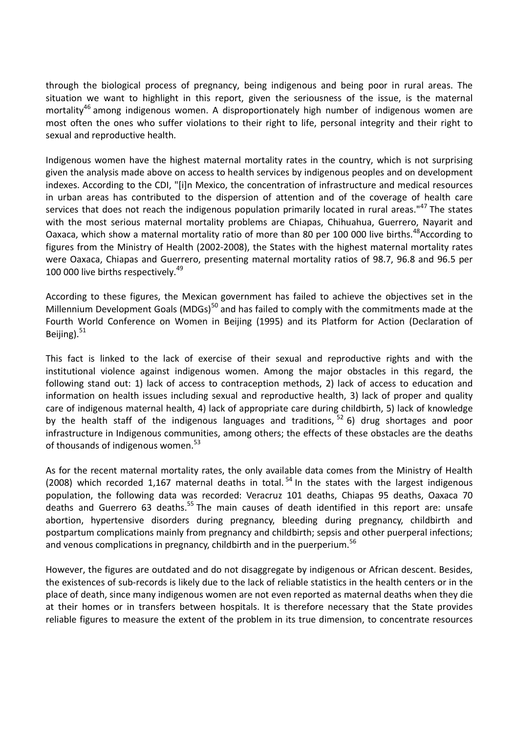through the biological process of pregnancy, being indigenous and being poor in rural areas. The situation we want to highlight in this report, given the seriousness of the issue, is the maternal mortality[46] among indigenous women. A disproportionately high number of indigenous women are most often the ones who suffer violations to their right to life, personal integrity and their right to sexual and reproductive health.

Indigenous women have the highest maternal mortality rates in the country, which is not surprising given the analysis made above on access to health services by indigenous peoples and on development indexes. According to the CDI, "[i]n Mexico, the concentration of infrastructure and medical resources in urban areas has contributed to the dispersion of attention and of the coverage of health care services that does not reach the indigenous population primarily located in rural areas."[47] The states with the most serious maternal mortality problems are Chiapas, Chihuahua, Guerrero, Nayarit and Oaxaca, which show a maternal mortality ratio of more than 80 per 100 000 live births.[48] According to figures from the Ministry of Health (2002-2008), the States with the highest maternal mortality rates were Oaxaca, Chiapas and Guerrero, presenting maternal mortality ratios of 98.7, 96.8 and 96.5 per 100 000 live births respectively.[49]

According to these figures, the Mexican government has failed to achieve the objectives set in the Millennium Development Goals (MDGs)[50] and has failed to comply with the commitments made at the Fourth World Conference on Women in Beijing (1995) and its Platform for Action (Declaration of Beijing).[51]

This fact is linked to the lack of exercise of their sexual and reproductive rights and with the institutional violence against indigenous women. Among the major obstacles in this regard, the following stand out: 1) lack of access to contraception methods, 2) lack of access to education and information on health issues including sexual and reproductive health, 3) lack of proper and quality care of indigenous maternal health, 4) lack of appropriate care during childbirth, 5) lack of knowledge by the health staff of the indigenous languages and traditions, [52] 6) drug shortages and poor infrastructure in Indigenous communities, among others; the effects of these obstacles are the deaths of thousands of indigenous women.[53]

As for the recent maternal mortality rates, the only available data comes from the Ministry of Health (2008) which recorded 1,167 maternal deaths in total. [54] In the states with the largest indigenous population, the following data was recorded: Veracruz 101 deaths, Chiapas 95 deaths, Oaxaca 70 deaths and Guerrero 63 deaths.[55] The main causes of death identified in this report are: unsafe abortion, hypertensive disorders during pregnancy, bleeding during pregnancy, childbirth and postpartum complications mainly from pregnancy and childbirth; sepsis and other puerperal infections; and venous complications in pregnancy, childbirth and in the puerperium.[56]

However, the figures are outdated and do not disaggregate by indigenous or African descent. Besides, the existences of sub-records is likely due to the lack of reliable statistics in the health centers or in the place of death, since many indigenous women are not even reported as maternal deaths when they die at their homes or in transfers between hospitals. It is therefore necessary that the State provides reliable figures to measure the extent of the problem in its true dimension, to concentrate resources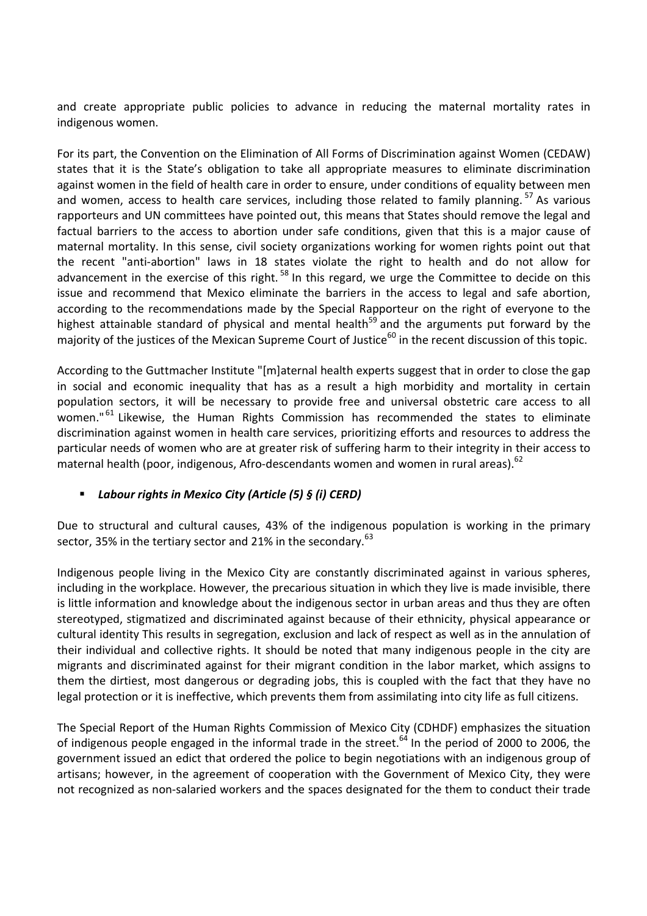and create appropriate public policies to advance in reducing the maternal mortality rates in indigenous women.

For its part, the Convention on the Elimination of All Forms of Discrimination against Women (CEDAW) states that it is the State's obligation to take all appropriate measures to eliminate discrimination against women in the field of health care in order to ensure, under conditions of equality between men and women, access to health care services, including those related to family planning.[57] As various rapporteurs and UN committees have pointed out, this means that States should remove the legal and factual barriers to the access to abortion under safe conditions, given that this is a major cause of maternal mortality. In this sense, civil society organizations working for women rights point out that the recent "anti-abortion" laws in 18 states violate the right to health and do not allow for advancement in the exercise of this right.[58] In this regard, we urge the Committee to decide on this issue and recommend that Mexico eliminate the barriers in the access to legal and safe abortion, according to the recommendations made by the Special Rapporteur on the right of everyone to the highest attainable standard of physical and mental health[59] and the arguments put forward by the majority of the justices of the Mexican Supreme Court of Justice[60] in the recent discussion of this topic.

According to the Guttmacher Institute "[m]aternal health experts suggest that in order to close the gap in social and economic inequality that has as a result a high morbidity and mortality in certain population sectors, it will be necessary to provide free and universal obstetric care access to all women."[61] Likewise, the Human Rights Commission has recommended the states to eliminate discrimination against women in health care services, prioritizing efforts and resources to address the particular needs of women who are at greater risk of suffering harm to their integrity in their access to maternal health (poor, indigenous, Afro-descendants women and women in rural areas).[62]

- ***Labour rights in Mexico City (Article (5) § (i) CERD)***

Due to structural and cultural causes, 43% of the indigenous population is working in the primary sector, 35% in the tertiary sector and 21% in the secondary.[63]

Indigenous people living in the Mexico City are constantly discriminated against in various spheres, including in the workplace. However, the precarious situation in which they live is made invisible, there is little information and knowledge about the indigenous sector in urban areas and thus they are often stereotyped, stigmatized and discriminated against because of their ethnicity, physical appearance or cultural identity This results in segregation, exclusion and lack of respect as well as in the annulation of their individual and collective rights. It should be noted that many indigenous people in the city are migrants and discriminated against for their migrant condition in the labor market, which assigns to them the dirtiest, most dangerous or degrading jobs, this is coupled with the fact that they have no legal protection or it is ineffective, which prevents them from assimilating into city life as full citizens.

The Special Report of the Human Rights Commission of Mexico City (CDHDF) emphasizes the situation of indigenous people engaged in the informal trade in the street.[64] In the period of 2000 to 2006, the government issued an edict that ordered the police to begin negotiations with an indigenous group of artisans; however, in the agreement of cooperation with the Government of Mexico City, they were not recognized as non-salaried workers and the spaces designated for the them to conduct their trade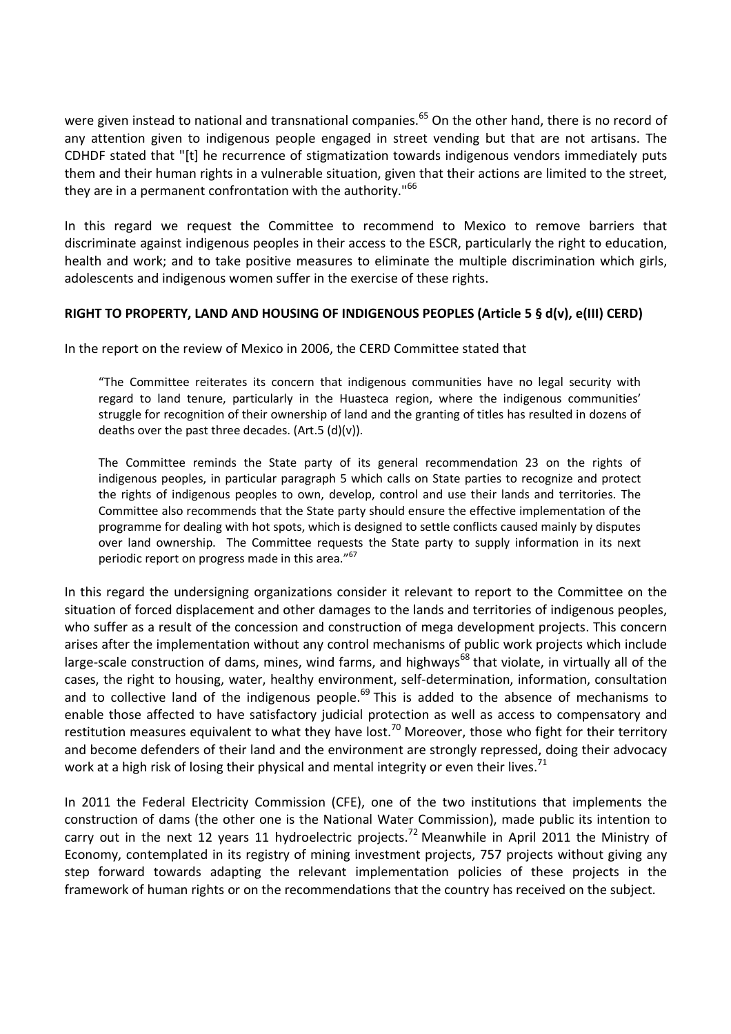were given instead to national and transnational companies.[65] On the other hand, there is no record of any attention given to indigenous people engaged in street vending but that are not artisans. The CDHDF stated that "[t] he recurrence of stigmatization towards indigenous vendors immediately puts them and their human rights in a vulnerable situation, given that their actions are limited to the street, they are in a permanent confrontation with the authority."[66]

In this regard we request the Committee to recommend to Mexico to remove barriers that discriminate against indigenous peoples in their access to the ESCR, particularly the right to education, health and work; and to take positive measures to eliminate the multiple discrimination which girls, adolescents and indigenous women suffer in the exercise of these rights.

**RIGHT TO PROPERTY, LAND AND HOUSING OF INDIGENOUS PEOPLES (Article 5 § d(v), e(III) CERD)**

In the report on the review of Mexico in 2006, the CERD Committee stated that

> "The Committee reiterates its concern that indigenous communities have no legal security with regard to land tenure, particularly in the Huasteca region, where the indigenous communities' struggle for recognition of their ownership of land and the granting of titles has resulted in dozens of deaths over the past three decades. (Art.5 (d)(v)).
>
> The Committee reminds the State party of its general recommendation 23 on the rights of indigenous peoples, in particular paragraph 5 which calls on State parties to recognize and protect the rights of indigenous peoples to own, develop, control and use their lands and territories. The Committee also recommends that the State party should ensure the effective implementation of the programme for dealing with hot spots, which is designed to settle conflicts caused mainly by disputes over land ownership. The Committee requests the State party to supply information in its next periodic report on progress made in this area."[67]

In this regard the undersigning organizations consider it relevant to report to the Committee on the situation of forced displacement and other damages to the lands and territories of indigenous peoples, who suffer as a result of the concession and construction of mega development projects. This concern arises after the implementation without any control mechanisms of public work projects which include large-scale construction of dams, mines, wind farms, and highways[68] that violate, in virtually all of the cases, the right to housing, water, healthy environment, self-determination, information, consultation and to collective land of the indigenous people.[69] This is added to the absence of mechanisms to enable those affected to have satisfactory judicial protection as well as access to compensatory and restitution measures equivalent to what they have lost.[70] Moreover, those who fight for their territory and become defenders of their land and the environment are strongly repressed, doing their advocacy work at a high risk of losing their physical and mental integrity or even their lives.[71]

In 2011 the Federal Electricity Commission (CFE), one of the two institutions that implements the construction of dams (the other one is the National Water Commission), made public its intention to carry out in the next 12 years 11 hydroelectric projects.[72] Meanwhile in April 2011 the Ministry of Economy, contemplated in its registry of mining investment projects, 757 projects without giving any step forward towards adapting the relevant implementation policies of these projects in the framework of human rights or on the recommendations that the country has received on the subject.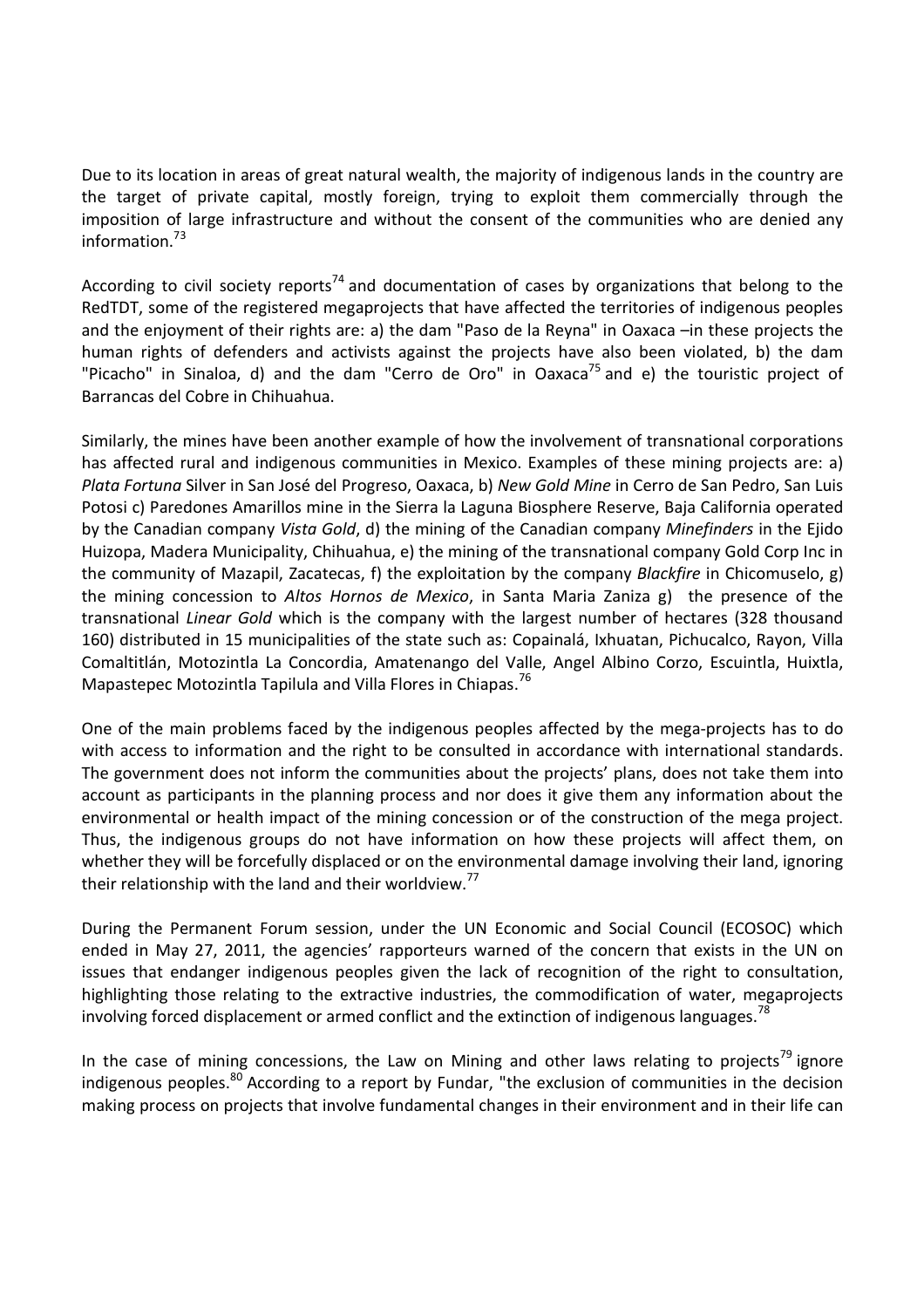Due to its location in areas of great natural wealth, the majority of indigenous lands in the country are the target of private capital, mostly foreign, trying to exploit them commercially through the imposition of large infrastructure and without the consent of the communities who are denied any information.[73]

According to civil society reports[74] and documentation of cases by organizations that belong to the RedTDT, some of the registered megaprojects that have affected the territories of indigenous peoples and the enjoyment of their rights are: a) the dam "Paso de la Reyna" in Oaxaca –in these projects the human rights of defenders and activists against the projects have also been violated, b) the dam "Picacho" in Sinaloa, d) and the dam "Cerro de Oro" in Oaxaca[75] and e) the touristic project of Barrancas del Cobre in Chihuahua.

Similarly, the mines have been another example of how the involvement of transnational corporations has affected rural and indigenous communities in Mexico. Examples of these mining projects are: a) *Plata Fortuna* Silver in San José del Progreso, Oaxaca, b) *New Gold Mine* in Cerro de San Pedro, San Luis Potosi c) Paredones Amarillos mine in the Sierra la Laguna Biosphere Reserve, Baja California operated by the Canadian company *Vista Gold*, d) the mining of the Canadian company *Minefinders* in the Ejido Huizopa, Madera Municipality, Chihuahua, e) the mining of the transnational company Gold Corp Inc in the community of Mazapil, Zacatecas, f) the exploitation by the company *Blackfire* in Chicomuselo, g) the mining concession to *Altos Hornos de Mexico*, in Santa Maria Zaniza g) the presence of the transnational *Linear Gold* which is the company with the largest number of hectares (328 thousand 160) distributed in 15 municipalities of the state such as: Copainalá, Ixhuatan, Pichucalco, Rayon, Villa Comaltitlán, Motozintla La Concordia, Amatenango del Valle, Angel Albino Corzo, Escuintla, Huixtla, Mapastepec Motozintla Tapilula and Villa Flores in Chiapas.[76]

One of the main problems faced by the indigenous peoples affected by the mega-projects has to do with access to information and the right to be consulted in accordance with international standards. The government does not inform the communities about the projects' plans, does not take them into account as participants in the planning process and nor does it give them any information about the environmental or health impact of the mining concession or of the construction of the mega project. Thus, the indigenous groups do not have information on how these projects will affect them, on whether they will be forcefully displaced or on the environmental damage involving their land, ignoring their relationship with the land and their worldview.[77]

During the Permanent Forum session, under the UN Economic and Social Council (ECOSOC) which ended in May 27, 2011, the agencies' rapporteurs warned of the concern that exists in the UN on issues that endanger indigenous peoples given the lack of recognition of the right to consultation, highlighting those relating to the extractive industries, the commodification of water, megaprojects involving forced displacement or armed conflict and the extinction of indigenous languages.[78]

In the case of mining concessions, the Law on Mining and other laws relating to projects[79] ignore indigenous peoples.[80] According to a report by Fundar, "the exclusion of communities in the decision making process on projects that involve fundamental changes in their environment and in their life can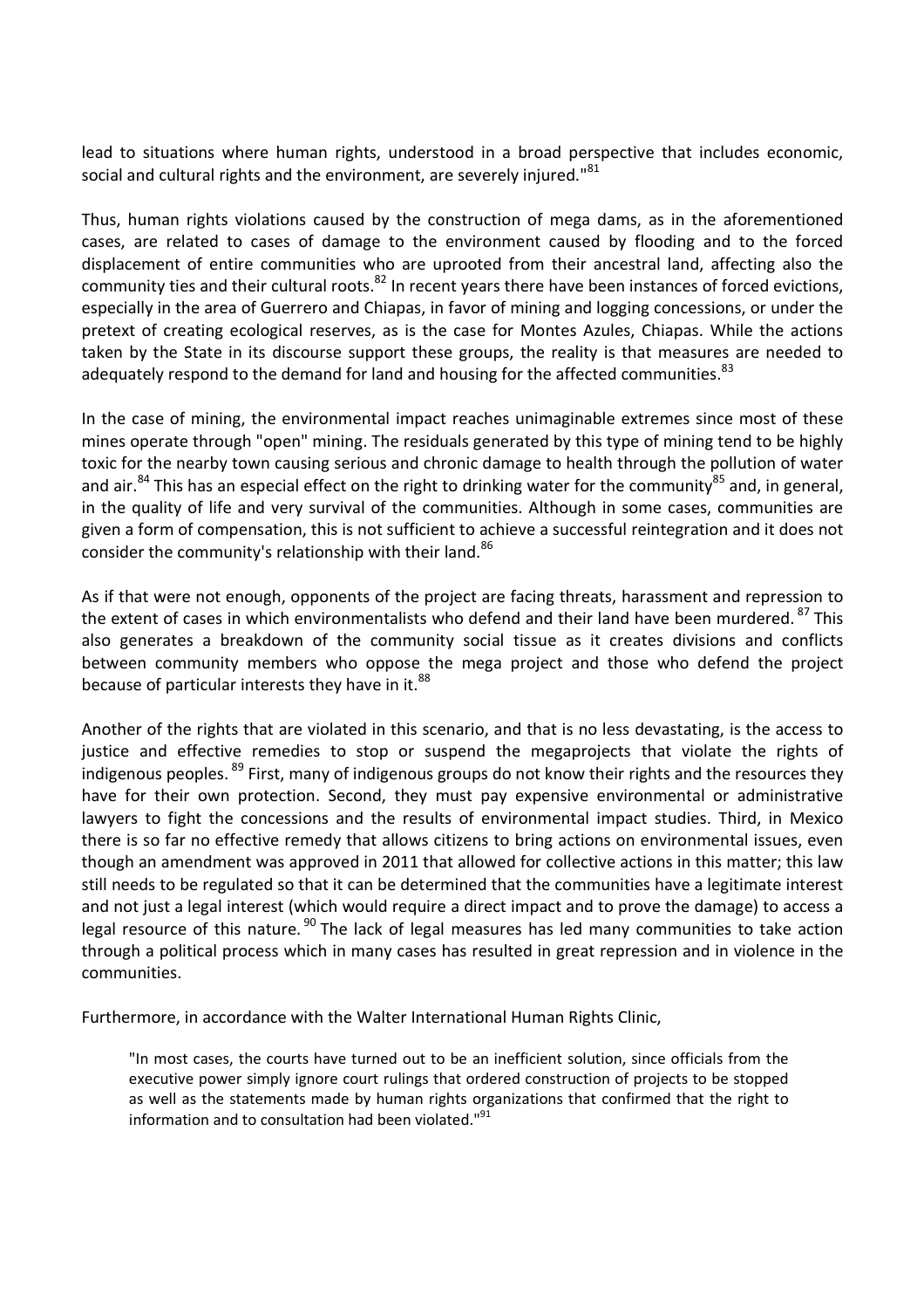lead to situations where human rights, understood in a broad perspective that includes economic, social and cultural rights and the environment, are severely injured."[81]

Thus, human rights violations caused by the construction of mega dams, as in the aforementioned cases, are related to cases of damage to the environment caused by flooding and to the forced displacement of entire communities who are uprooted from their ancestral land, affecting also the community ties and their cultural roots.[82] In recent years there have been instances of forced evictions, especially in the area of Guerrero and Chiapas, in favor of mining and logging concessions, or under the pretext of creating ecological reserves, as is the case for Montes Azules, Chiapas. While the actions taken by the State in its discourse support these groups, the reality is that measures are needed to adequately respond to the demand for land and housing for the affected communities.[83]

In the case of mining, the environmental impact reaches unimaginable extremes since most of these mines operate through "open" mining. The residuals generated by this type of mining tend to be highly toxic for the nearby town causing serious and chronic damage to health through the pollution of water and air.[84] This has an especial effect on the right to drinking water for the community[85] and, in general, in the quality of life and very survival of the communities. Although in some cases, communities are given a form of compensation, this is not sufficient to achieve a successful reintegration and it does not consider the community's relationship with their land.[86]

As if that were not enough, opponents of the project are facing threats, harassment and repression to the extent of cases in which environmentalists who defend and their land have been murdered. [87] This also generates a breakdown of the community social tissue as it creates divisions and conflicts between community members who oppose the mega project and those who defend the project because of particular interests they have in it.[88]

Another of the rights that are violated in this scenario, and that is no less devastating, is the access to justice and effective remedies to stop or suspend the megaprojects that violate the rights of indigenous peoples. [89] First, many of indigenous groups do not know their rights and the resources they have for their own protection. Second, they must pay expensive environmental or administrative lawyers to fight the concessions and the results of environmental impact studies. Third, in Mexico there is so far no effective remedy that allows citizens to bring actions on environmental issues, even though an amendment was approved in 2011 that allowed for collective actions in this matter; this law still needs to be regulated so that it can be determined that the communities have a legitimate interest and not just a legal interest (which would require a direct impact and to prove the damage) to access a legal resource of this nature. [90] The lack of legal measures has led many communities to take action through a political process which in many cases has resulted in great repression and in violence in the communities.

Furthermore, in accordance with the Walter International Human Rights Clinic,

> "In most cases, the courts have turned out to be an inefficient solution, since officials from the executive power simply ignore court rulings that ordered construction of projects to be stopped as well as the statements made by human rights organizations that confirmed that the right to information and to consultation had been violated."[91]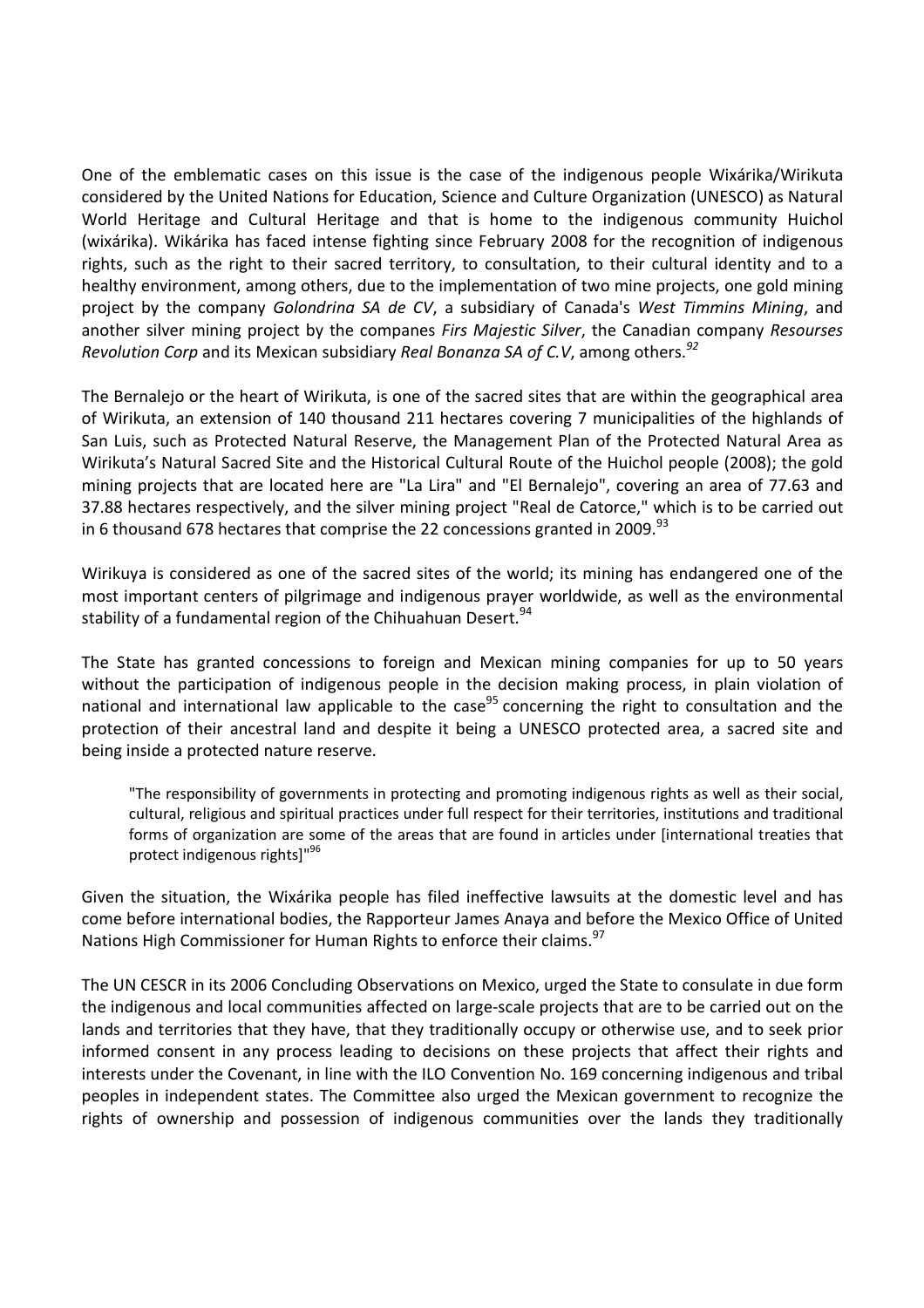One of the emblematic cases on this issue is the case of the indigenous people Wixárika/Wirikuta considered by the United Nations for Education, Science and Culture Organization (UNESCO) as Natural World Heritage and Cultural Heritage and that is home to the indigenous community Huichol (wixárika). Wikárika has faced intense fighting since February 2008 for the recognition of indigenous rights, such as the right to their sacred territory, to consultation, to their cultural identity and to a healthy environment, among others, due to the implementation of two mine projects, one gold mining project by the company *Golondrina SA de CV*, a subsidiary of Canada's *West Timmins Mining*, and another silver mining project by the companes *Firs Majestic Silver*, the Canadian company *Resourses Revolution Corp* and its Mexican subsidiary *Real Bonanza SA of C.V*, among others.[92]

The Bernalejo or the heart of Wirikuta, is one of the sacred sites that are within the geographical area of Wirikuta, an extension of 140 thousand 211 hectares covering 7 municipalities of the highlands of San Luis, such as Protected Natural Reserve, the Management Plan of the Protected Natural Area as Wirikuta's Natural Sacred Site and the Historical Cultural Route of the Huichol people (2008); the gold mining projects that are located here are "La Lira" and "El Bernalejo", covering an area of 77.63 and 37.88 hectares respectively, and the silver mining project "Real de Catorce," which is to be carried out in 6 thousand 678 hectares that comprise the 22 concessions granted in 2009.[93]

Wirikuya is considered as one of the sacred sites of the world; its mining has endangered one of the most important centers of pilgrimage and indigenous prayer worldwide, as well as the environmental stability of a fundamental region of the Chihuahuan Desert.[94]

The State has granted concessions to foreign and Mexican mining companies for up to 50 years without the participation of indigenous people in the decision making process, in plain violation of national and international law applicable to the case[95] concerning the right to consultation and the protection of their ancestral land and despite it being a UNESCO protected area, a sacred site and being inside a protected nature reserve.

> "The responsibility of governments in protecting and promoting indigenous rights as well as their social, cultural, religious and spiritual practices under full respect for their territories, institutions and traditional forms of organization are some of the areas that are found in articles under [international treaties that protect indigenous rights]"[96]

Given the situation, the Wixárika people has filed ineffective lawsuits at the domestic level and has come before international bodies, the Rapporteur James Anaya and before the Mexico Office of United Nations High Commissioner for Human Rights to enforce their claims.[97]

The UN CESCR in its 2006 Concluding Observations on Mexico, urged the State to consulate in due form the indigenous and local communities affected on large-scale projects that are to be carried out on the lands and territories that they have, that they traditionally occupy or otherwise use, and to seek prior informed consent in any process leading to decisions on these projects that affect their rights and interests under the Covenant, in line with the ILO Convention No. 169 concerning indigenous and tribal peoples in independent states. The Committee also urged the Mexican government to recognize the rights of ownership and possession of indigenous communities over the lands they traditionally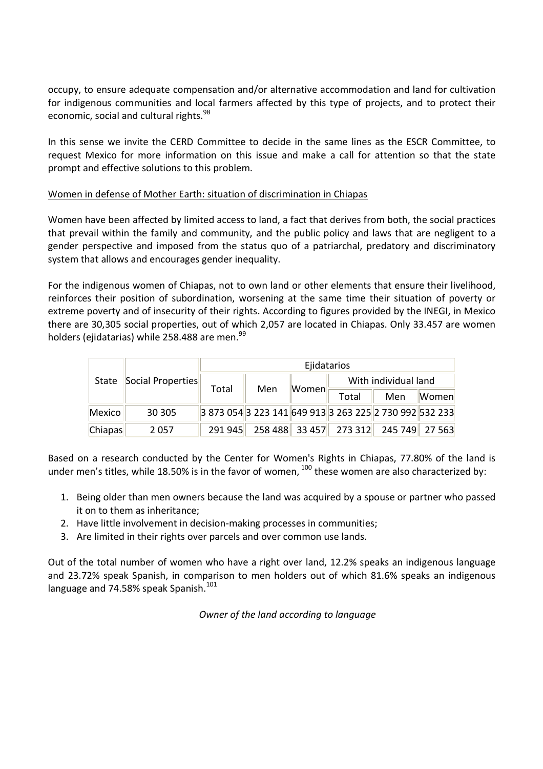occupy, to ensure adequate compensation and/or alternative accommodation and land for cultivation for indigenous communities and local farmers affected by this type of projects, and to protect their economic, social and cultural rights.[98]

In this sense we invite the CERD Committee to decide in the same lines as the ESCR Committee, to request Mexico for more information on this issue and make a call for attention so that the state prompt and effective solutions to this problem.

<u>Women in defense of Mother Earth: situation of discrimination in Chiapas</u>

Women have been affected by limited access to land, a fact that derives from both, the social practices that prevail within the family and community, and the public policy and laws that are negligent to a gender perspective and imposed from the status quo of a patriarchal, predatory and discriminatory system that allows and encourages gender inequality.

For the indigenous women of Chiapas, not to own land or other elements that ensure their livelihood, reinforces their position of subordination, worsening at the same time their situation of poverty or extreme poverty and of insecurity of their rights. According to figures provided by the INEGI, in Mexico there are 30,305 social properties, out of which 2,057 are located in Chiapas. Only 33.457 are women holders (ejidatarias) while 258.488 are men.[99]

| State | Social Properties | Ejidatarios | | | | | |
|---|---|---|---|---|---|---|---|
| | | Total | Men | Women | With individual land | | |
| | | | | | Total | Men | Women |
| Mexico | 30 305 | 3 873 054 | 3 223 141 | 649 913 | 3 263 225 | 2 730 992 | 532 233 |
| Chiapas | 2 057 | 291 945 | 258 488 | 33 457 | 273 312 | 245 749 | 27 563 |

Based on a research conducted by the Center for Women's Rights in Chiapas, 77.80% of the land is under men's titles, while 18.50% is in the favor of women, [100] these women are also characterized by:

1. Being older than men owners because the land was acquired by a spouse or partner who passed it on to them as inheritance;
2. Have little involvement in decision-making processes in communities;
3. Are limited in their rights over parcels and over common use lands.

Out of the total number of women who have a right over land, 12.2% speaks an indigenous language and 23.72% speak Spanish, in comparison to men holders out of which 81.6% speaks an indigenous language and 74.58% speak Spanish.[101]

*Owner of the land according to language*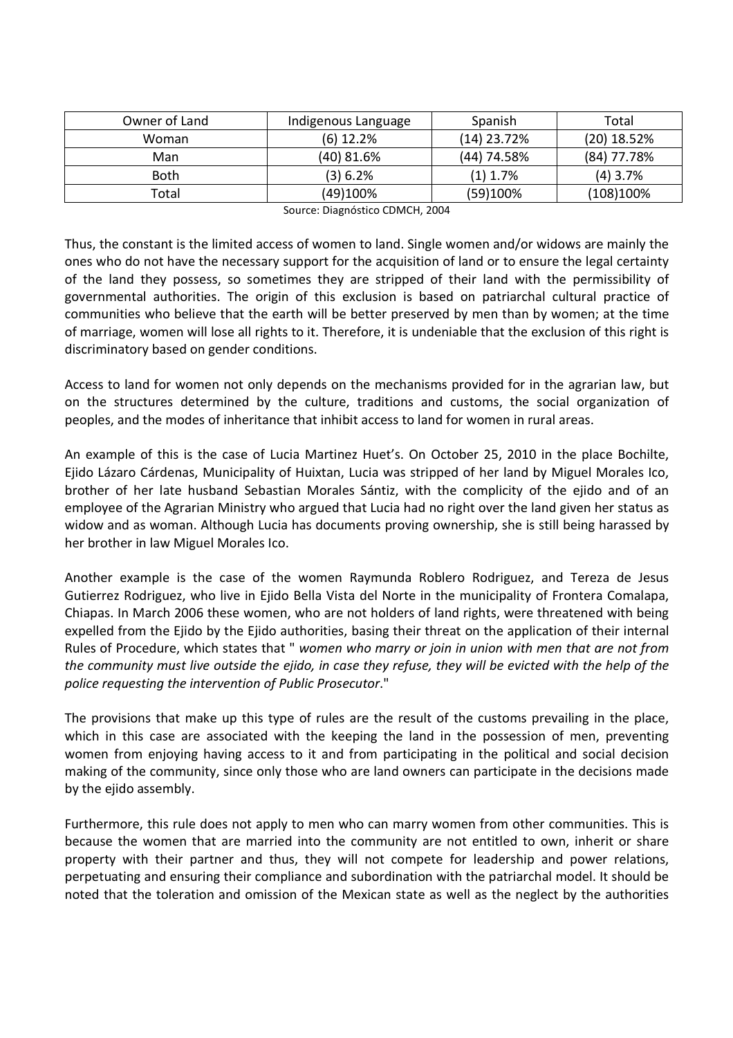| Owner of Land | Indigenous Language | Spanish | Total |
| --- | --- | --- | --- |
| Woman | (6) 12.2% | (14) 23.72% | (20) 18.52% |
| Man | (40) 81.6% | (44) 74.58% | (84) 77.78% |
| Both | (3) 6.2% | (1) 1.7% | (4) 3.7% |
| Total | (49)100% | (59)100% | (108)100% |

Source: Diagnóstico CDMCH, 2004

Thus, the constant is the limited access of women to land. Single women and/or widows are mainly the ones who do not have the necessary support for the acquisition of land or to ensure the legal certainty of the land they possess, so sometimes they are stripped of their land with the permissibility of governmental authorities. The origin of this exclusion is based on patriarchal cultural practice of communities who believe that the earth will be better preserved by men than by women; at the time of marriage, women will lose all rights to it. Therefore, it is undeniable that the exclusion of this right is discriminatory based on gender conditions.

Access to land for women not only depends on the mechanisms provided for in the agrarian law, but on the structures determined by the culture, traditions and customs, the social organization of peoples, and the modes of inheritance that inhibit access to land for women in rural areas.

An example of this is the case of Lucia Martinez Huet's. On October 25, 2010 in the place Bochilte, Ejido Lázaro Cárdenas, Municipality of Huixtan, Lucia was stripped of her land by Miguel Morales Ico, brother of her late husband Sebastian Morales Sántiz, with the complicity of the ejido and of an employee of the Agrarian Ministry who argued that Lucia had no right over the land given her status as widow and as woman. Although Lucia has documents proving ownership, she is still being harassed by her brother in law Miguel Morales Ico.

Another example is the case of the women Raymunda Roblero Rodriguez, and Tereza de Jesus Gutierrez Rodriguez, who live in Ejido Bella Vista del Norte in the municipality of Frontera Comalapa, Chiapas. In March 2006 these women, who are not holders of land rights, were threatened with being expelled from the Ejido by the Ejido authorities, basing their threat on the application of their internal Rules of Procedure, which states that " *women who marry or join in union with men that are not from the community must live outside the ejido, in case they refuse, they will be evicted with the help of the police requesting the intervention of Public Prosecutor*."

The provisions that make up this type of rules are the result of the customs prevailing in the place, which in this case are associated with the keeping the land in the possession of men, preventing women from enjoying having access to it and from participating in the political and social decision making of the community, since only those who are land owners can participate in the decisions made by the ejido assembly.

Furthermore, this rule does not apply to men who can marry women from other communities. This is because the women that are married into the community are not entitled to own, inherit or share property with their partner and thus, they will not compete for leadership and power relations, perpetuating and ensuring their compliance and subordination with the patriarchal model. It should be noted that the toleration and omission of the Mexican state as well as the neglect by the authorities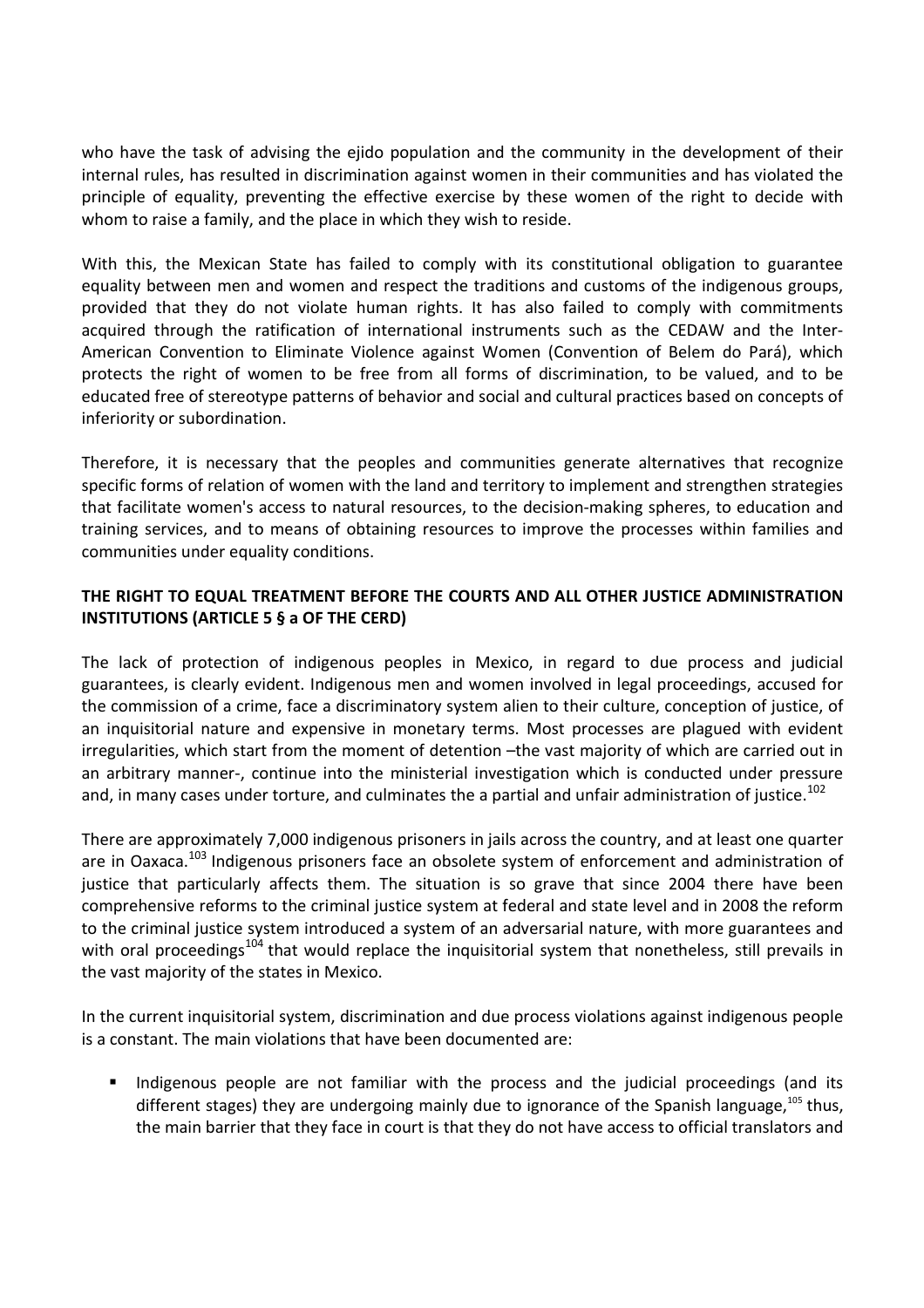who have the task of advising the ejido population and the community in the development of their internal rules, has resulted in discrimination against women in their communities and has violated the principle of equality, preventing the effective exercise by these women of the right to decide with whom to raise a family, and the place in which they wish to reside.

With this, the Mexican State has failed to comply with its constitutional obligation to guarantee equality between men and women and respect the traditions and customs of the indigenous groups, provided that they do not violate human rights. It has also failed to comply with commitments acquired through the ratification of international instruments such as the CEDAW and the Inter-American Convention to Eliminate Violence against Women (Convention of Belem do Pará), which protects the right of women to be free from all forms of discrimination, to be valued, and to be educated free of stereotype patterns of behavior and social and cultural practices based on concepts of inferiority or subordination.

Therefore, it is necessary that the peoples and communities generate alternatives that recognize specific forms of relation of women with the land and territory to implement and strengthen strategies that facilitate women's access to natural resources, to the decision-making spheres, to education and training services, and to means of obtaining resources to improve the processes within families and communities under equality conditions.

**THE RIGHT TO EQUAL TREATMENT BEFORE THE COURTS AND ALL OTHER JUSTICE ADMINISTRATION INSTITUTIONS (ARTICLE 5 § a OF THE CERD)**

The lack of protection of indigenous peoples in Mexico, in regard to due process and judicial guarantees, is clearly evident. Indigenous men and women involved in legal proceedings, accused for the commission of a crime, face a discriminatory system alien to their culture, conception of justice, of an inquisitorial nature and expensive in monetary terms. Most processes are plagued with evident irregularities, which start from the moment of detention –the vast majority of which are carried out in an arbitrary manner-, continue into the ministerial investigation which is conducted under pressure and, in many cases under torture, and culminates the a partial and unfair administration of justice.[102]

There are approximately 7,000 indigenous prisoners in jails across the country, and at least one quarter are in Oaxaca.[103] Indigenous prisoners face an obsolete system of enforcement and administration of justice that particularly affects them. The situation is so grave that since 2004 there have been comprehensive reforms to the criminal justice system at federal and state level and in 2008 the reform to the criminal justice system introduced a system of an adversarial nature, with more guarantees and with oral proceedings[104] that would replace the inquisitorial system that nonetheless, still prevails in the vast majority of the states in Mexico.

In the current inquisitorial system, discrimination and due process violations against indigenous people is a constant. The main violations that have been documented are:

- Indigenous people are not familiar with the process and the judicial proceedings (and its different stages) they are undergoing mainly due to ignorance of the Spanish language,[105] thus, the main barrier that they face in court is that they do not have access to official translators and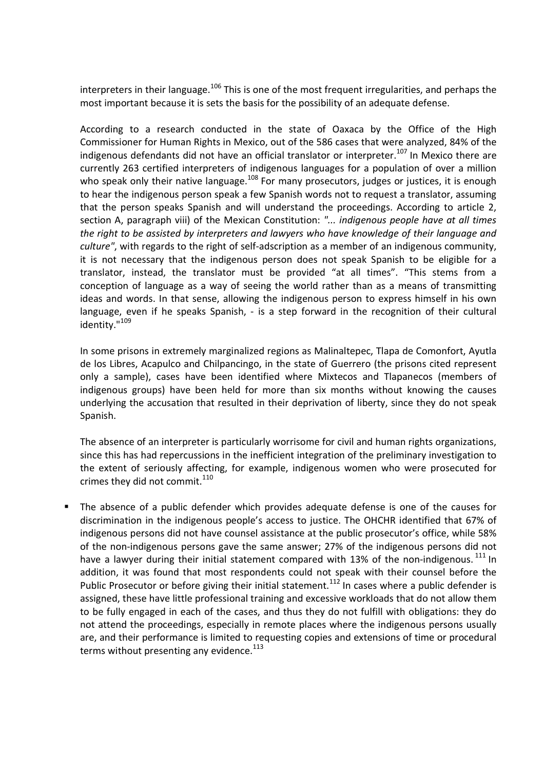interpreters in their language.[106] This is one of the most frequent irregularities, and perhaps the most important because it is sets the basis for the possibility of an adequate defense.

According to a research conducted in the state of Oaxaca by the Office of the High Commissioner for Human Rights in Mexico, out of the 586 cases that were analyzed, 84% of the indigenous defendants did not have an official translator or interpreter.[107] In Mexico there are currently 263 certified interpreters of indigenous languages for a population of over a million who speak only their native language.[108] For many prosecutors, judges or justices, it is enough to hear the indigenous person speak a few Spanish words not to request a translator, assuming that the person speaks Spanish and will understand the proceedings. According to article 2, section A, paragraph viii) of the Mexican Constitution: *"... indigenous people have at all times the right to be assisted by interpreters and lawyers who have knowledge of their language and culture"*, with regards to the right of self-adscription as a member of an indigenous community, it is not necessary that the indigenous person does not speak Spanish to be eligible for a translator, instead, the translator must be provided "at all times". "This stems from a conception of language as a way of seeing the world rather than as a means of transmitting ideas and words. In that sense, allowing the indigenous person to express himself in his own language, even if he speaks Spanish, - is a step forward in the recognition of their cultural identity."[109]

In some prisons in extremely marginalized regions as Malinaltepec, Tlapa de Comonfort, Ayutla de los Libres, Acapulco and Chilpancingo, in the state of Guerrero (the prisons cited represent only a sample), cases have been identified where Mixtecos and Tlapanecos (members of indigenous groups) have been held for more than six months without knowing the causes underlying the accusation that resulted in their deprivation of liberty, since they do not speak Spanish.

The absence of an interpreter is particularly worrisome for civil and human rights organizations, since this has had repercussions in the inefficient integration of the preliminary investigation to the extent of seriously affecting, for example, indigenous women who were prosecuted for crimes they did not commit.[110]

- The absence of a public defender which provides adequate defense is one of the causes for discrimination in the indigenous people's access to justice. The OHCHR identified that 67% of indigenous persons did not have counsel assistance at the public prosecutor's office, while 58% of the non-indigenous persons gave the same answer; 27% of the indigenous persons did not have a lawyer during their initial statement compared with 13% of the non-indigenous.[111] In addition, it was found that most respondents could not speak with their counsel before the Public Prosecutor or before giving their initial statement.[112] In cases where a public defender is assigned, these have little professional training and excessive workloads that do not allow them to be fully engaged in each of the cases, and thus they do not fulfill with obligations: they do not attend the proceedings, especially in remote places where the indigenous persons usually are, and their performance is limited to requesting copies and extensions of time or procedural terms without presenting any evidence.[113]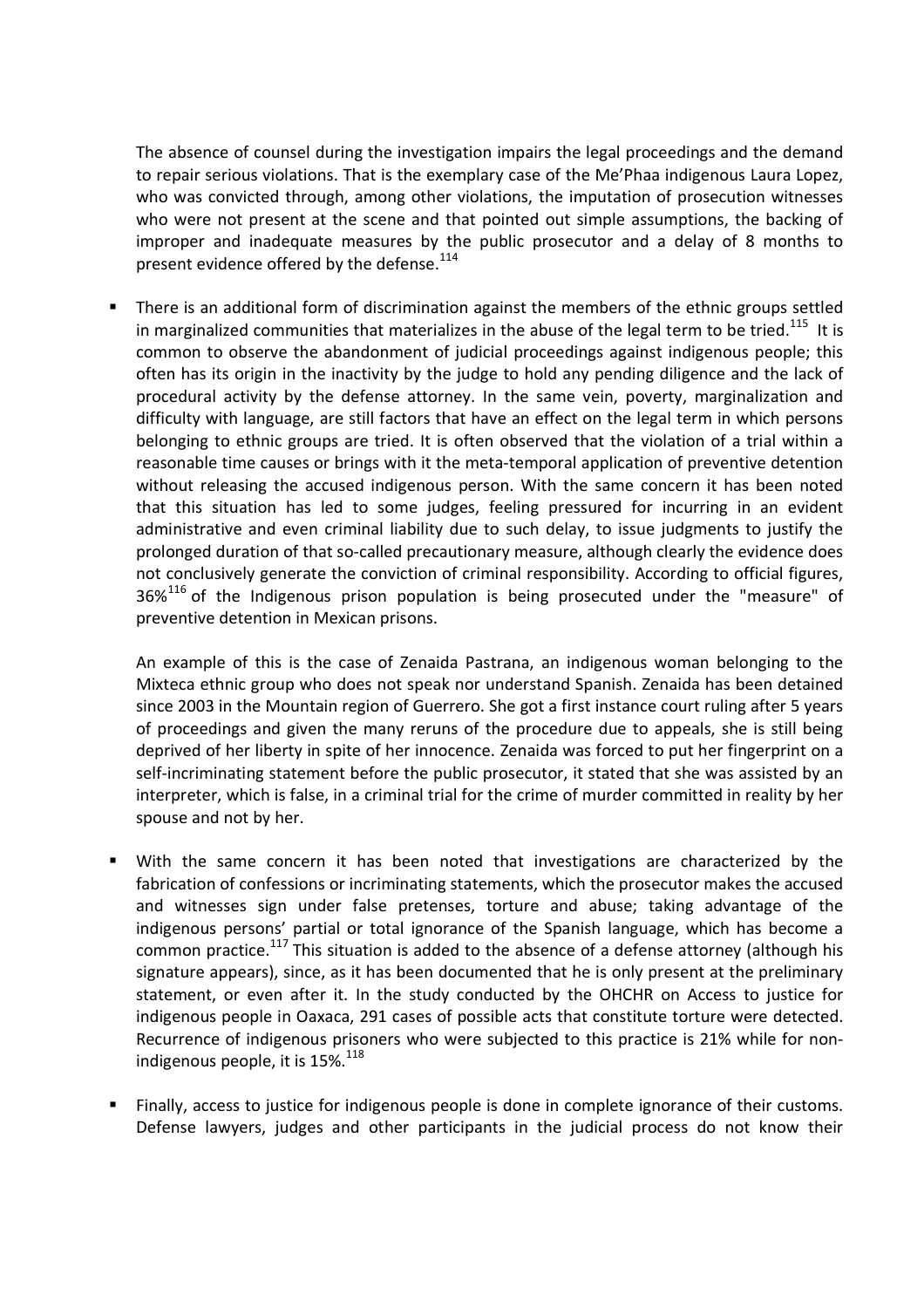The absence of counsel during the investigation impairs the legal proceedings and the demand to repair serious violations. That is the exemplary case of the Me'Phaa indigenous Laura Lopez, who was convicted through, among other violations, the imputation of prosecution witnesses who were not present at the scene and that pointed out simple assumptions, the backing of improper and inadequate measures by the public prosecutor and a delay of 8 months to present evidence offered by the defense.[114]

- There is an additional form of discrimination against the members of the ethnic groups settled in marginalized communities that materializes in the abuse of the legal term to be tried.[115] It is common to observe the abandonment of judicial proceedings against indigenous people; this often has its origin in the inactivity by the judge to hold any pending diligence and the lack of procedural activity by the defense attorney. In the same vein, poverty, marginalization and difficulty with language, are still factors that have an effect on the legal term in which persons belonging to ethnic groups are tried. It is often observed that the violation of a trial within a reasonable time causes or brings with it the meta-temporal application of preventive detention without releasing the accused indigenous person. With the same concern it has been noted that this situation has led to some judges, feeling pressured for incurring in an evident administrative and even criminal liability due to such delay, to issue judgments to justify the prolonged duration of that so-called precautionary measure, although clearly the evidence does not conclusively generate the conviction of criminal responsibility. According to official figures, 36%[116] of the Indigenous prison population is being prosecuted under the "measure" of preventive detention in Mexican prisons.

  An example of this is the case of Zenaida Pastrana, an indigenous woman belonging to the Mixteca ethnic group who does not speak nor understand Spanish. Zenaida has been detained since 2003 in the Mountain region of Guerrero. She got a first instance court ruling after 5 years of proceedings and given the many reruns of the procedure due to appeals, she is still being deprived of her liberty in spite of her innocence. Zenaida was forced to put her fingerprint on a self-incriminating statement before the public prosecutor, it stated that she was assisted by an interpreter, which is false, in a criminal trial for the crime of murder committed in reality by her spouse and not by her.

- With the same concern it has been noted that investigations are characterized by the fabrication of confessions or incriminating statements, which the prosecutor makes the accused and witnesses sign under false pretenses, torture and abuse; taking advantage of the indigenous persons' partial or total ignorance of the Spanish language, which has become a common practice.[117] This situation is added to the absence of a defense attorney (although his signature appears), since, as it has been documented that he is only present at the preliminary statement, or even after it. In the study conducted by the OHCHR on Access to justice for indigenous people in Oaxaca, 291 cases of possible acts that constitute torture were detected. Recurrence of indigenous prisoners who were subjected to this practice is 21% while for non-indigenous people, it is 15%.[118]

- Finally, access to justice for indigenous people is done in complete ignorance of their customs. Defense lawyers, judges and other participants in the judicial process do not know their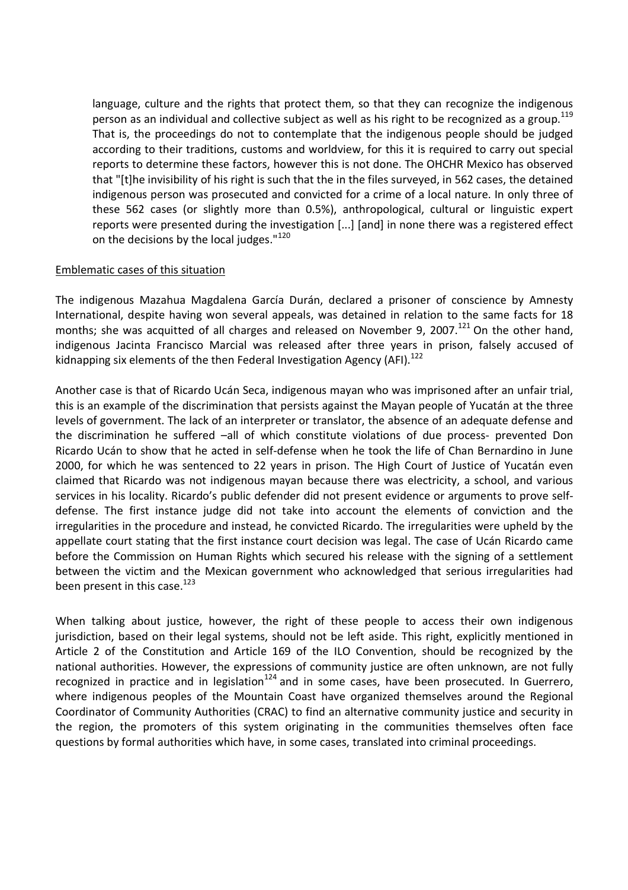language, culture and the rights that protect them, so that they can recognize the indigenous person as an individual and collective subject as well as his right to be recognized as a group.[119] That is, the proceedings do not to contemplate that the indigenous people should be judged according to their traditions, customs and worldview, for this it is required to carry out special reports to determine these factors, however this is not done. The OHCHR Mexico has observed that "[t]he invisibility of his right is such that the in the files surveyed, in 562 cases, the detained indigenous person was prosecuted and convicted for a crime of a local nature. In only three of these 562 cases (or slightly more than 0.5%), anthropological, cultural or linguistic expert reports were presented during the investigation [...] [and] in none there was a registered effect on the decisions by the local judges."[120]

Emblematic cases of this situation

The indigenous Mazahua Magdalena García Durán, declared a prisoner of conscience by Amnesty International, despite having won several appeals, was detained in relation to the same facts for 18 months; she was acquitted of all charges and released on November 9, 2007.[121] On the other hand, indigenous Jacinta Francisco Marcial was released after three years in prison, falsely accused of kidnapping six elements of the then Federal Investigation Agency (AFI).[122]

Another case is that of Ricardo Ucán Seca, indigenous mayan who was imprisoned after an unfair trial, this is an example of the discrimination that persists against the Mayan people of Yucatán at the three levels of government. The lack of an interpreter or translator, the absence of an adequate defense and the discrimination he suffered –all of which constitute violations of due process- prevented Don Ricardo Ucán to show that he acted in self-defense when he took the life of Chan Bernardino in June 2000, for which he was sentenced to 22 years in prison. The High Court of Justice of Yucatán even claimed that Ricardo was not indigenous mayan because there was electricity, a school, and various services in his locality. Ricardo's public defender did not present evidence or arguments to prove self-defense. The first instance judge did not take into account the elements of conviction and the irregularities in the procedure and instead, he convicted Ricardo. The irregularities were upheld by the appellate court stating that the first instance court decision was legal. The case of Ucán Ricardo came before the Commission on Human Rights which secured his release with the signing of a settlement between the victim and the Mexican government who acknowledged that serious irregularities had been present in this case.[123]

When talking about justice, however, the right of these people to access their own indigenous jurisdiction, based on their legal systems, should not be left aside. This right, explicitly mentioned in Article 2 of the Constitution and Article 169 of the ILO Convention, should be recognized by the national authorities. However, the expressions of community justice are often unknown, are not fully recognized in practice and in legislation[124] and in some cases, have been prosecuted. In Guerrero, where indigenous peoples of the Mountain Coast have organized themselves around the Regional Coordinator of Community Authorities (CRAC) to find an alternative community justice and security in the region, the promoters of this system originating in the communities themselves often face questions by formal authorities which have, in some cases, translated into criminal proceedings.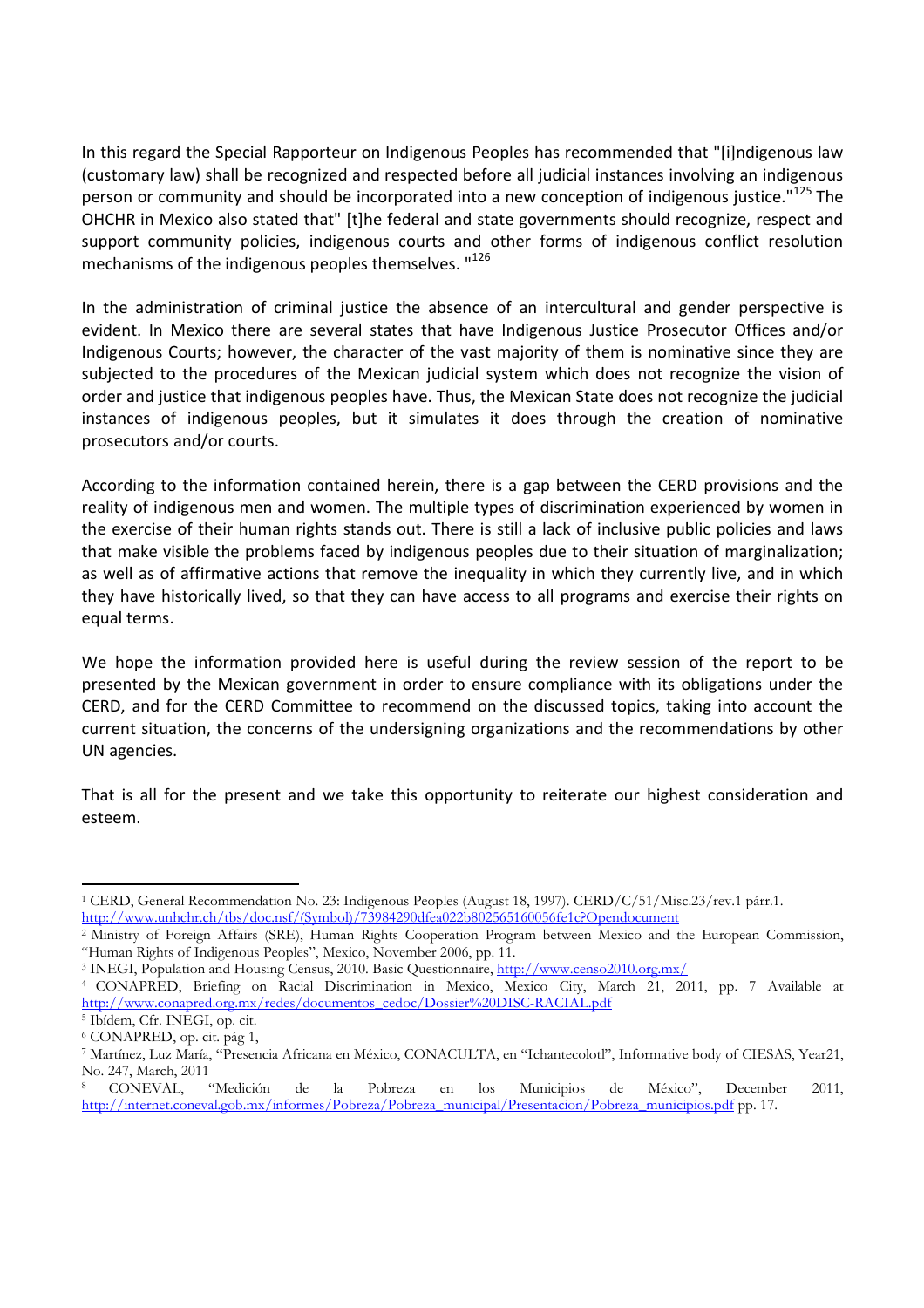In this regard the Special Rapporteur on Indigenous Peoples has recommended that "[i]ndigenous law (customary law) shall be recognized and respected before all judicial instances involving an indigenous person or community and should be incorporated into a new conception of indigenous justice."[125] The OHCHR in Mexico also stated that" [t]he federal and state governments should recognize, respect and support community policies, indigenous courts and other forms of indigenous conflict resolution mechanisms of the indigenous peoples themselves. "[126]

In the administration of criminal justice the absence of an intercultural and gender perspective is evident. In Mexico there are several states that have Indigenous Justice Prosecutor Offices and/or Indigenous Courts; however, the character of the vast majority of them is nominative since they are subjected to the procedures of the Mexican judicial system which does not recognize the vision of order and justice that indigenous peoples have. Thus, the Mexican State does not recognize the judicial instances of indigenous peoples, but it simulates it does through the creation of nominative prosecutors and/or courts.

According to the information contained herein, there is a gap between the CERD provisions and the reality of indigenous men and women. The multiple types of discrimination experienced by women in the exercise of their human rights stands out. There is still a lack of inclusive public policies and laws that make visible the problems faced by indigenous peoples due to their situation of marginalization; as well as of affirmative actions that remove the inequality in which they currently live, and in which they have historically lived, so that they can have access to all programs and exercise their rights on equal terms.

We hope the information provided here is useful during the review session of the report to be presented by the Mexican government in order to ensure compliance with its obligations under the CERD, and for the CERD Committee to recommend on the discussed topics, taking into account the current situation, the concerns of the undersigning organizations and the recommendations by other UN agencies.

That is all for the present and we take this opportunity to reiterate our highest consideration and esteem.

---

[1] CERD, General Recommendation No. 23: Indigenous Peoples (August 18, 1997). CERD/C/51/Misc.23/rev.1 párr.1. http://www.unhchr.ch/tbs/doc.nsf/(Symbol)/73984290dfea022b802565160056fe1c?Opendocument

[2] Ministry of Foreign Affairs (SRE), Human Rights Cooperation Program between Mexico and the European Commission, "Human Rights of Indigenous Peoples", Mexico, November 2006, pp. 11.

[3] INEGI, Population and Housing Census, 2010. Basic Questionnaire, http://www.censo2010.org.mx/

[4] CONAPRED, Briefing on Racial Discrimination in Mexico, Mexico City, March 21, 2011, pp. 7 Available at http://www.conapred.org.mx/redes/documentos_cedoc/Dossier%20DISC-RACIAL.pdf

[5] Ibídem, Cfr. INEGI, op. cit.

[6] CONAPRED, op. cit. pág 1,

[7] Martínez, Luz María, "Presencia Africana en México, CONACULTA, en "Ichantecolotl", Informative body of CIESAS, Year21, No. 247, March, 2011

[8] CONEVAL, "Medición de la Pobreza en los Municipios de México", December 2011, http://internet.coneval.gob.mx/informes/Pobreza/Pobreza_municipal/Presentacion/Pobreza_municipios.pdf pp. 17.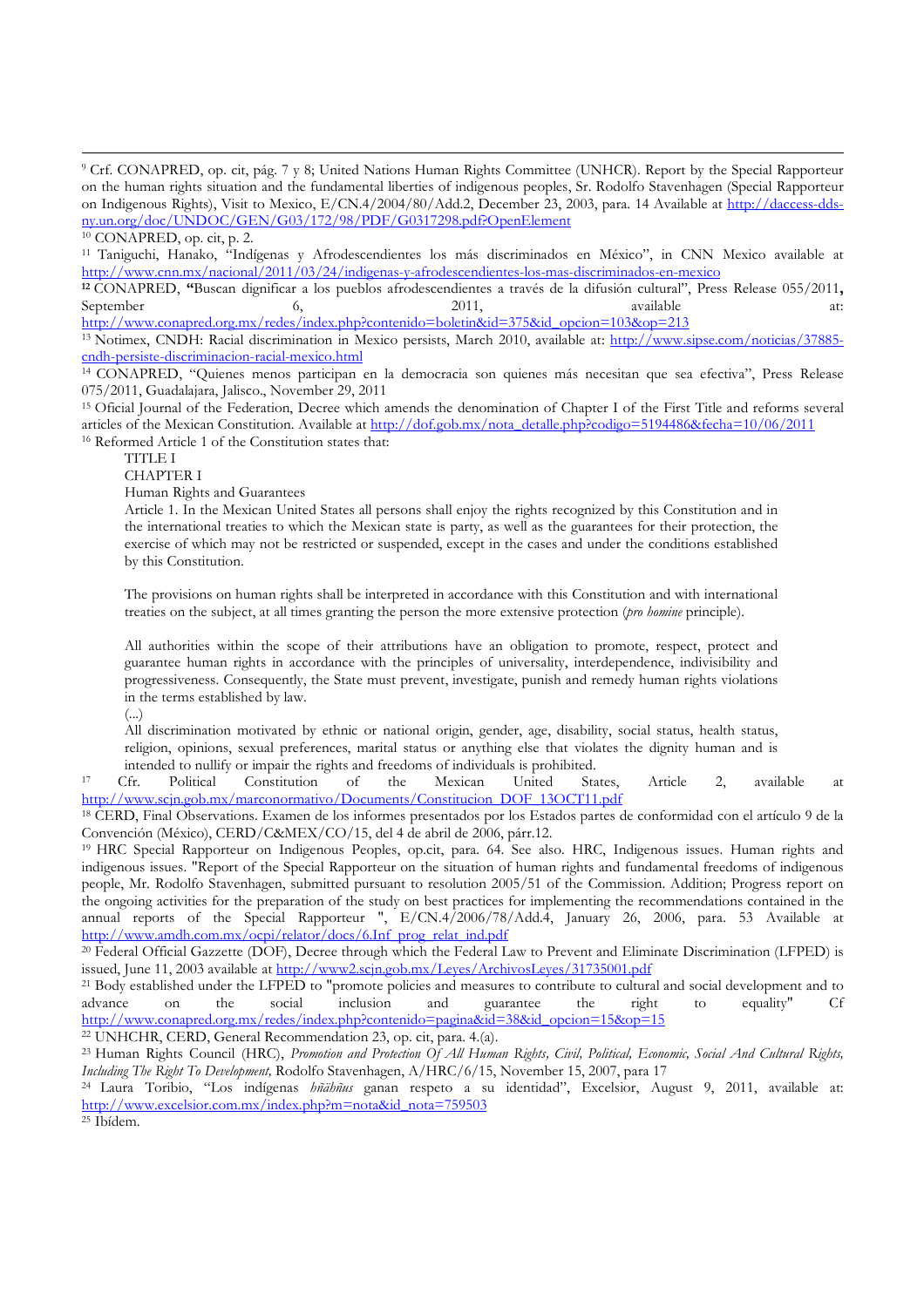[9] Crf. CONAPRED, op. cit, pág. 7 y 8; United Nations Human Rights Committee (UNHCR). Report by the Special Rapporteur on the human rights situation and the fundamental liberties of indigenous peoples, Sr. Rodolfo Stavenhagen (Special Rapporteur on Indigenous Rights), Visit to Mexico, E/CN.4/2004/80/Add.2, December 23, 2003, para. 14 Available at http://daccess-dds-ny.un.org/doc/UNDOC/GEN/G03/172/98/PDF/G0317298.pdf?OpenElement

[10] CONAPRED, op. cit, p. 2.

[11] Taniguchi, Hanako, "Indígenas y Afrodescendientes los más discriminados en México", in CNN Mexico available at http://www.cnn.mx/nacional/2011/03/24/indigenas-y-afrodescendientes-los-mas-discriminados-en-mexico

[12] CONAPRED, **"**Buscan dignificar a los pueblos afrodescendientes a través de la difusión cultural", Press Release 055/2011**,** September 6, 2011, available at: http://www.conapred.org.mx/redes/index.php?contenido=boletin&id=375&id_opcion=103&op=213

[13] Notimex, CNDH: Racial discrimination in Mexico persists, March 2010, available at: http://www.sipse.com/noticias/37885-cndh-persiste-discriminacion-racial-mexico.html

[14] CONAPRED, "Quienes menos participan en la democracia son quienes más necesitan que sea efectiva", Press Release 075/2011, Guadalajara, Jalisco., November 29, 2011

[15] Oficial Journal of the Federation, Decree which amends the denomination of Chapter I of the First Title and reforms several articles of the Mexican Constitution. Available at http://dof.gob.mx/nota_detalle.php?codigo=5194486&fecha=10/06/2011

[16] Reformed Article 1 of the Constitution states that:

> TITLE I
>
> CHAPTER I
>
> Human Rights and Guarantees
>
> Article 1. In the Mexican United States all persons shall enjoy the rights recognized by this Constitution and in the international treaties to which the Mexican state is party, as well as the guarantees for their protection, the exercise of which may not be restricted or suspended, except in the cases and under the conditions established by this Constitution.
>
> The provisions on human rights shall be interpreted in accordance with this Constitution and with international treaties on the subject, at all times granting the person the more extensive protection (*pro homine* principle).
>
> All authorities within the scope of their attributions have an obligation to promote, respect, protect and guarantee human rights in accordance with the principles of universality, interdependence, indivisibility and progressiveness. Consequently, the State must prevent, investigate, punish and remedy human rights violations in the terms established by law.
>
> (...)
>
> All discrimination motivated by ethnic or national origin, gender, age, disability, social status, health status, religion, opinions, sexual preferences, marital status or anything else that violates the dignity human and is intended to nullify or impair the rights and freedoms of individuals is prohibited.

[17] Cfr. Political Constitution of the Mexican United States, Article 2, available at http://www.scjn.gob.mx/marconormativo/Documents/Constitucion_DOF_13OCT11.pdf

[18] CERD, Final Observations. Examen de los informes presentados por los Estados partes de conformidad con el artículo 9 de la Convención (México), CERD/C&MEX/CO/15, del 4 de abril de 2006, párr.12.

[19] HRC Special Rapporteur on Indigenous Peoples, op.cit, para. 64. See also. HRC, Indigenous issues. Human rights and indigenous issues. "Report of the Special Rapporteur on the situation of human rights and fundamental freedoms of indigenous people, Mr. Rodolfo Stavenhagen, submitted pursuant to resolution 2005/51 of the Commission. Addition; Progress report on the ongoing activities for the preparation of the study on best practices for implementing the recommendations contained in the annual reports of the Special Rapporteur ", E/CN.4/2006/78/Add.4, January 26, 2006, para. 53 Available at http://www.amdh.com.mx/ocpi/relator/docs/6.Inf_prog_relat_ind.pdf

[20] Federal Official Gazzette (DOF), Decree through which the Federal Law to Prevent and Eliminate Discrimination (LFPED) is issued, June 11, 2003 available at http://www2.scjn.gob.mx/Leyes/ArchivosLeyes/31735001.pdf

[21] Body established under the LFPED to "promote policies and measures to contribute to cultural and social development and to advance on the social inclusion and guarantee the right to equality" Cf http://www.conapred.org.mx/redes/index.php?contenido=pagina&id=38&id_opcion=15&op=15

[22] UNHCHR, CERD, General Recommendation 23, op. cit, para. 4.(a).

[23] Human Rights Council (HRC), *Promotion and Protection Of All Human Rights, Civil, Political, Economic, Social And Cultural Rights, Including The Right To Development,* Rodolfo Stavenhagen, A/HRC/6/15, November 15, 2007, para 17

[24] Laura Toribio, "Los indígenas *hñähñus* ganan respeto a su identidad", Excelsior, August 9, 2011, available at: http://www.excelsior.com.mx/index.php?m=nota&id_nota=759503

[25] Ibídem.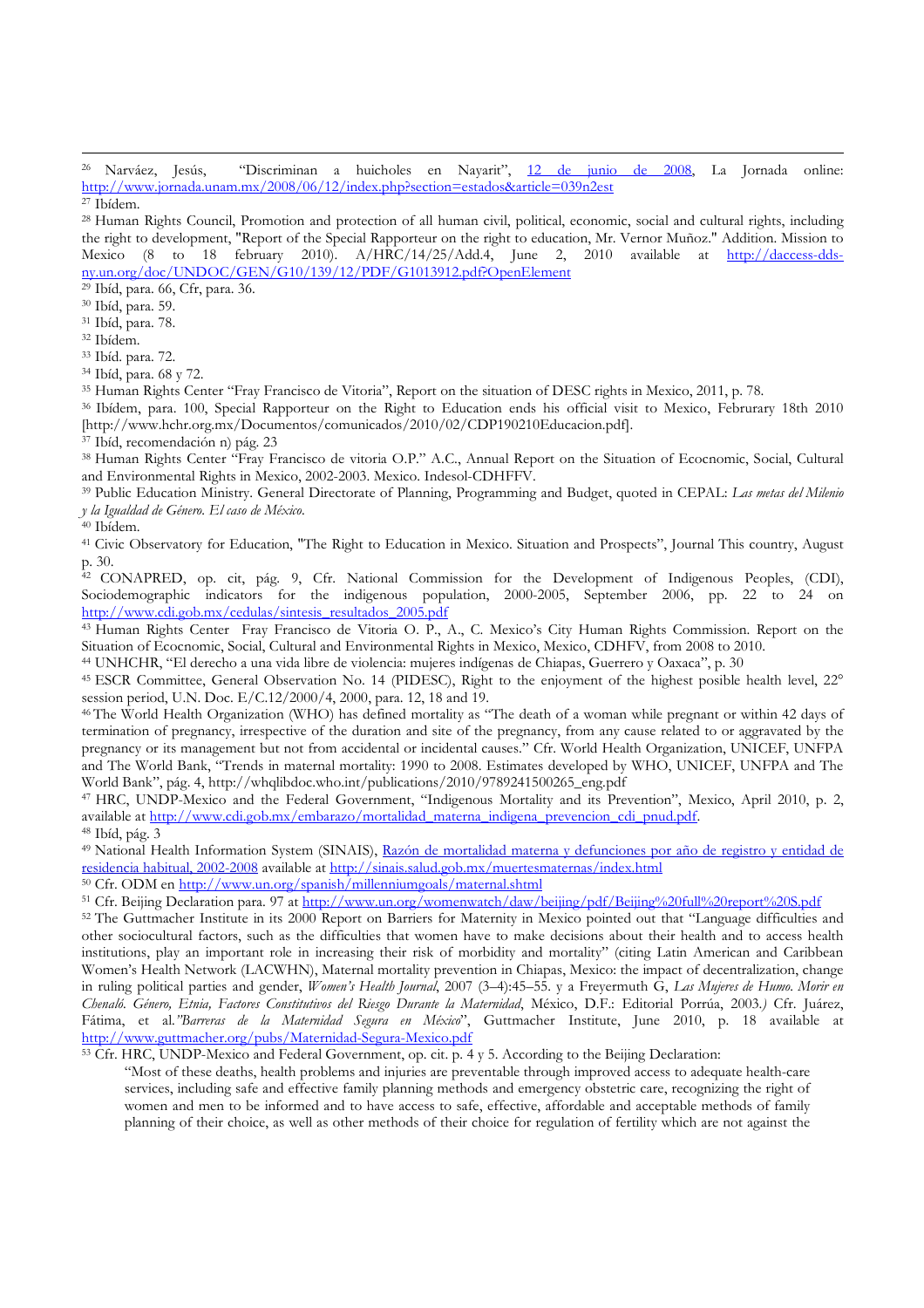[26] Narváez, Jesús, "Discriminan a huicholes en Nayarit", 12 de junio de 2008, La Jornada online: http://www.jornada.unam.mx/2008/06/12/index.php?section=estados&article=039n2est

[27] Ibídem.

[28] Human Rights Council, Promotion and protection of all human civil, political, economic, social and cultural rights, including the right to development, "Report of the Special Rapporteur on the right to education, Mr. Vernor Muñoz." Addition. Mission to Mexico (8 to 18 february 2010). A/HRC/14/25/Add.4, June 2, 2010 available at http://daccess-dds-ny.un.org/doc/UNDOC/GEN/G10/139/12/PDF/G1013912.pdf?OpenElement

[29] Ibíd, para. 66, Cfr, para. 36.

[30] Ibíd, para. 59.

[31] Ibíd, para. 78.

[32] Ibídem.

[33] Ibíd. para. 72.

[34] Ibíd, para. 68 y 72.

[35] Human Rights Center "Fray Francisco de Vitoria", Report on the situation of DESC rights in Mexico, 2011, p. 78.

[36] Ibídem, para. 100, Special Rapporteur on the Right to Education ends his official visit to Mexico, Februrary 18th 2010 [http://www.hchr.org.mx/Documentos/comunicados/2010/02/CDP190210Educacion.pdf].

[37] Ibíd, recomendación n) pág. 23

[38] Human Rights Center "Fray Francisco de vitoria O.P." A.C., Annual Report on the Situation of Ecocnomic, Social, Cultural and Environmental Rights in Mexico, 2002-2003. Mexico. Indesol-CDHFFV.

[39] Public Education Ministry. General Directorate of Planning, Programming and Budget, quoted in CEPAL: *Las metas del Milenio y la Igualdad de Género. El caso de México.*

[40] Ibídem.

[41] Civic Observatory for Education, "The Right to Education in Mexico. Situation and Prospects", Journal This country, August p. 30.

[42] CONAPRED, op. cit, pág. 9, Cfr. National Commission for the Development of Indigenous Peoples, (CDI), Sociodemographic indicators for the indigenous population, 2000-2005, September 2006, pp. 22 to 24 on http://www.cdi.gob.mx/cedulas/sintesis_resultados_2005.pdf

[43] Human Rights Center Fray Francisco de Vitoria O. P., A., C. Mexico's City Human Rights Commission. Report on the Situation of Ecocnomic, Social, Cultural and Environmental Rights in Mexico, Mexico, CDHFV, from 2008 to 2010.

[44] UNHCHR, "El derecho a una vida libre de violencia: mujeres indígenas de Chiapas, Guerrero y Oaxaca", p. 30

[45] ESCR Committee, General Observation No. 14 (PIDESC), Right to the enjoyment of the highest posible health level, 22° session period, U.N. Doc. E/C.12/2000/4, 2000, para. 12, 18 and 19.

[46] The World Health Organization (WHO) has defined mortality as "The death of a woman while pregnant or within 42 days of termination of pregnancy, irrespective of the duration and site of the pregnancy, from any cause related to or aggravated by the pregnancy or its management but not from accidental or incidental causes." Cfr. World Health Organization, UNICEF, UNFPA and The World Bank, "Trends in maternal mortality: 1990 to 2008. Estimates developed by WHO, UNICEF, UNFPA and The World Bank", pág. 4, http://whqlibdoc.who.int/publications/2010/9789241500265_eng.pdf

[47] HRC, UNDP-Mexico and the Federal Government, "Indigenous Mortality and its Prevention", Mexico, April 2010, p. 2, available at http://www.cdi.gob.mx/embarazo/mortalidad_materna_indigena_prevencion_cdi_pnud.pdf.

[48] Ibíd, pág. 3

[49] National Health Information System (SINAIS), Razón de mortalidad materna y defunciones por año de registro y entidad de residencia habitual, 2002-2008 available at http://sinais.salud.gob.mx/muertesmaternas/index.html

[50] Cfr. ODM en http://www.un.org/spanish/millenniumgoals/maternal.shtml

[51] Cfr. Beijing Declaration para. 97 at http://www.un.org/womenwatch/daw/beijing/pdf/Beijing%20full%20report%20S.pdf

[52] The Guttmacher Institute in its 2000 Report on Barriers for Maternity in Mexico pointed out that "Language difficulties and other sociocultural factors, such as the difficulties that women have to make decisions about their health and to access health institutions, play an important role in increasing their risk of morbidity and mortality" (citing Latin American and Caribbean Women's Health Network (LACWHN), Maternal mortality prevention in Chiapas, Mexico: the impact of decentralization, change in ruling political parties and gender, *Women's Health Journal*, 2007 (3–4):45–55. y a Freyermuth G, *Las Mujeres de Humo. Morir en Chenaló. Género, Etnia, Factores Constitutivos del Riesgo Durante la Maternidad*, México, D.F.: Editorial Porrúa, 2003.) Cfr. Juárez, Fátima, et al.*"Barreras de la Maternidad Segura en México*", Guttmacher Institute, June 2010, p. 18 available at http://www.guttmacher.org/pubs/Maternidad-Segura-Mexico.pdf

[53] Cfr. HRC, UNDP-Mexico and Federal Government, op. cit. p. 4 y 5. According to the Beijing Declaration:

> "Most of these deaths, health problems and injuries are preventable through improved access to adequate health-care services, including safe and effective family planning methods and emergency obstetric care, recognizing the right of women and men to be informed and to have access to safe, effective, affordable and acceptable methods of family planning of their choice, as well as other methods of their choice for regulation of fertility which are not against the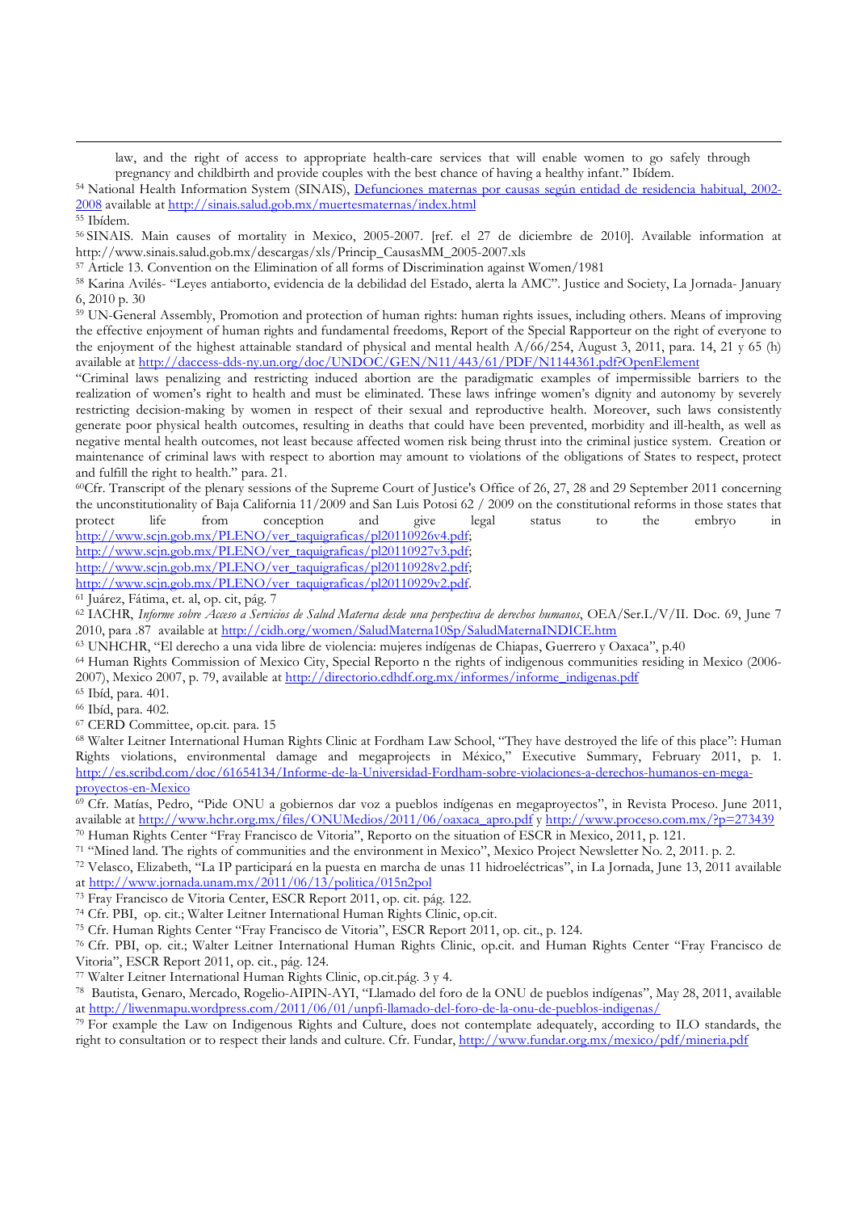law, and the right of access to appropriate health-care services that will enable women to go safely through pregnancy and childbirth and provide couples with the best chance of having a healthy infant." Ibídem.

[54] National Health Information System (SINAIS), Defunciones maternas por causas según entidad de residencia habitual, 2002-2008 available at http://sinais.salud.gob.mx/muertesmaternas/index.html

[55] Ibídem.

[56] SINAIS. Main causes of mortality in Mexico, 2005-2007. [ref. el 27 de diciembre de 2010]. Available information at http://www.sinais.salud.gob.mx/descargas/xls/Princip_CausasMM_2005-2007.xls

[57] Article 13. Convention on the Elimination of all forms of Discrimination against Women/1981

[58] Karina Avilés- "Leyes antiaborto, evidencia de la debilidad del Estado, alerta la AMC". Justice and Society, La Jornada- January 6, 2010 p. 30

[59] UN-General Assembly, Promotion and protection of human rights: human rights issues, including others. Means of improving the effective enjoyment of human rights and fundamental freedoms, Report of the Special Rapporteur on the right of everyone to the enjoyment of the highest attainable standard of physical and mental health A/66/254, August 3, 2011, para. 14, 21 y 65 (h) available at http://daccess-dds-ny.un.org/doc/UNDOC/GEN/N11/443/61/PDF/N1144361.pdf?OpenElement

"Criminal laws penalizing and restricting induced abortion are the paradigmatic examples of impermissible barriers to the realization of women's right to health and must be eliminated. These laws infringe women's dignity and autonomy by severely restricting decision-making by women in respect of their sexual and reproductive health. Moreover, such laws consistently generate poor physical health outcomes, resulting in deaths that could have been prevented, morbidity and ill-health, as well as negative mental health outcomes, not least because affected women risk being thrust into the criminal justice system. Creation or maintenance of criminal laws with respect to abortion may amount to violations of the obligations of States to respect, protect and fulfill the right to health." para. 21.

[60] Cfr. Transcript of the plenary sessions of the Supreme Court of Justice's Office of 26, 27, 28 and 29 September 2011 concerning the unconstitutionality of Baja California 11/2009 and San Luis Potosi 62 / 2009 on the constitutional reforms in those states that protect life from conception and give legal status to the embryo in http://www.scjn.gob.mx/PLENO/ver_taquigraficas/pl20110926v4.pdf; http://www.scjn.gob.mx/PLENO/ver_taquigraficas/pl20110927v3.pdf; http://www.scjn.gob.mx/PLENO/ver_taquigraficas/pl20110928v2.pdf; http://www.scjn.gob.mx/PLENO/ver_taquigraficas/pl20110929v2.pdf.

[61] Juárez, Fátima, et. al, op. cit, pág. 7

[62] IACHR, *Informe sobre Acceso a Servicios de Salud Materna desde una perspectiva de derechos humanos*, OEA/Ser.L/V/II. Doc. 69, June 7 2010, para .87 available at http://cidh.org/women/SaludMaterna10Sp/SaludMaternaINDICE.htm

[63] UNHCHR, "El derecho a una vida libre de violencia: mujeres indígenas de Chiapas, Guerrero y Oaxaca", p.40

[64] Human Rights Commission of Mexico City, Special Reporto n the rights of indigenous communities residing in Mexico (2006-2007), Mexico 2007, p. 79, available at http://directorio.cdhdf.org.mx/informes/informe_indigenas.pdf

[65] Ibíd, para. 401.

[66] Ibíd, para. 402.

[67] CERD Committee, op.cit. para. 15

[68] Walter Leitner International Human Rights Clinic at Fordham Law School, "They have destroyed the life of this place": Human Rights violations, environmental damage and megaprojects in México," Executive Summary, February 2011, p. 1. http://es.scribd.com/doc/61654134/Informe-de-la-Universidad-Fordham-sobre-violaciones-a-derechos-humanos-en-mega-proyectos-en-Mexico

[69] Cfr. Matías, Pedro, "Pide ONU a gobiernos dar voz a pueblos indígenas en megaproyectos", in Revista Proceso. June 2011, available at http://www.hchr.org.mx/files/ONUMedios/2011/06/oaxaca_apro.pdf y http://www.proceso.com.mx/?p=273439

[70] Human Rights Center "Fray Francisco de Vitoria", Reporto on the situation of ESCR in Mexico, 2011, p. 121.

[71] "Mined land. The rights of communities and the environment in Mexico", Mexico Project Newsletter No. 2, 2011. p. 2.

[72] Velasco, Elizabeth, "La IP participará en la puesta en marcha de unas 11 hidroeléctricas", in La Jornada, June 13, 2011 available at http://www.jornada.unam.mx/2011/06/13/politica/015n2pol

[73] Fray Francisco de Vitoria Center, ESCR Report 2011, op. cit. pág. 122.

[74] Cfr. PBI, op. cit.; Walter Leitner International Human Rights Clinic, op.cit.

[75] Cfr. Human Rights Center "Fray Francisco de Vitoria", ESCR Report 2011, op. cit., p. 124.

[76] Cfr. PBI, op. cit.; Walter Leitner International Human Rights Clinic, op.cit. and Human Rights Center "Fray Francisco de Vitoria", ESCR Report 2011, op. cit., pág. 124.

[77] Walter Leitner International Human Rights Clinic, op.cit.pág. 3 y 4.

[78] Bautista, Genaro, Mercado, Rogelio-AIPIN-AYI, "Llamado del foro de la ONU de pueblos indígenas", May 28, 2011, available at http://liwenmapu.wordpress.com/2011/06/01/unpfi-llamado-del-foro-de-la-onu-de-pueblos-indigenas/

[79] For example the Law on Indigenous Rights and Culture, does not contemplate adequately, according to ILO standards, the right to consultation or to respect their lands and culture. Cfr. Fundar, http://www.fundar.org.mx/mexico/pdf/mineria.pdf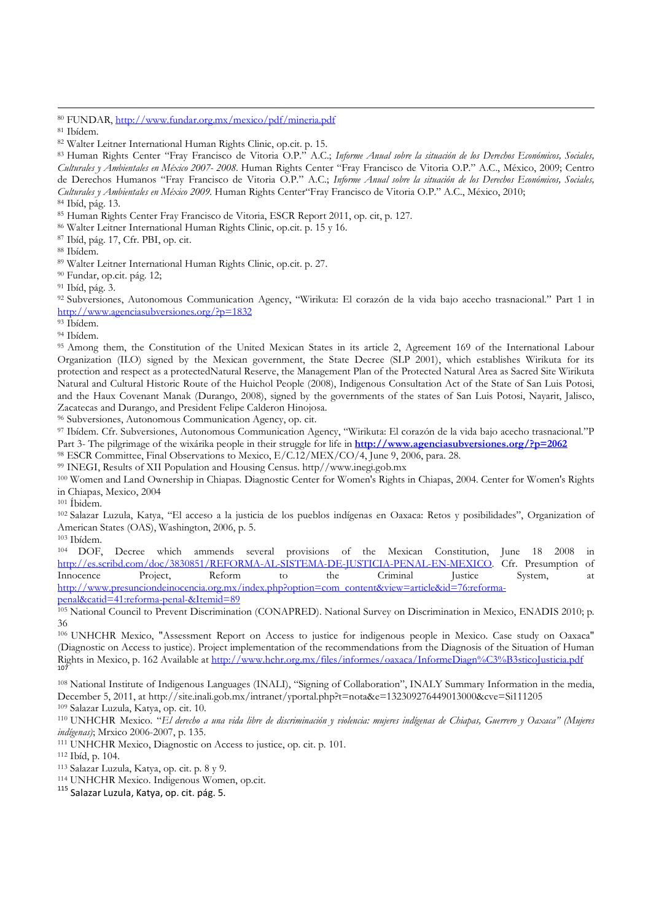[80] FUNDAR, http://www.fundar.org.mx/mexico/pdf/mineria.pdf

[81] Ibídem.

[82] Walter Leitner International Human Rights Clinic, op.cit. p. 15.

[83] Human Rights Center "Fray Francisco de Vitoria O.P." A.C.; *Informe Anual sobre la situación de los Derechos Económicos, Sociales, Culturales y Ambientales en México 2007- 2008*. Human Rights Center "Fray Francisco de Vitoria O.P." A.C., México, 2009; Centro de Derechos Humanos "Fray Francisco de Vitoria O.P." A.C.; *Informe Anual sobre la situación de los Derechos Económicos, Sociales, Culturales y Ambientales en México 2009*. Human Rights Center"Fray Francisco de Vitoria O.P." A.C., México, 2010;

[84] Ibíd, pág. 13.

[85] Human Rights Center Fray Francisco de Vitoria, ESCR Report 2011, op. cit, p. 127.

[86] Walter Leitner International Human Rights Clinic, op.cit. p. 15 y 16.

[87] Ibíd, pág. 17, Cfr. PBI, op. cit.

[88] Ibídem.

[89] Walter Leitner International Human Rights Clinic, op.cit. p. 27.

[90] Fundar, op.cit. pág. 12;

[91] Ibíd, pág. 3.

[92] Subversiones, Autonomous Communication Agency, "Wirikuta: El corazón de la vida bajo acecho trasnacional." Part 1 in http://www.agenciasubversiones.org/?p=1832

[93] Ibídem.

[94] Ibídem.

[95] Among them, the Constitution of the United Mexican States in its article 2, Agreement 169 of the International Labour Organization (ILO) signed by the Mexican government, the State Decree (SLP 2001), which establishes Wirikuta for its protection and respect as a protectedNatural Reserve, the Management Plan of the Protected Natural Area as Sacred Site Wirikuta Natural and Cultural Historic Route of the Huichol People (2008), Indigenous Consultation Act of the State of San Luis Potosi, and the Haux Covenant Manak (Durango, 2008), signed by the governments of the states of San Luis Potosi, Nayarit, Jalisco, Zacatecas and Durango, and President Felipe Calderon Hinojosa.

[96] Subversiones, Autonomous Communication Agency, op. cit.

[97] Ibídem. Cfr. Subversiones, Autonomous Communication Agency, "Wirikuta: El corazón de la vida bajo acecho trasnacional."P Part 3- The pilgrimage of the wixárika people in their struggle for life in **http://www.agenciasubversiones.org/?p=2062**

[98] ESCR Committee, Final Observations to Mexico, E/C.12/MEX/CO/4, June 9, 2006, para. 28.

[99] INEGI, Results of XII Population and Housing Census. http//www.inegi.gob.mx

[100] Women and Land Ownership in Chiapas. Diagnostic Center for Women's Rights in Chiapas, 2004. Center for Women's Rights in Chiapas, Mexico, 2004

[101] Íbidem.

[102] Salazar Luzula, Katya, "El acceso a la justicia de los pueblos indígenas en Oaxaca: Retos y posibilidades", Organization of American States (OAS), Washington, 2006, p. 5.

[103] Ibídem.

[104] DOF, Decree which ammends several provisions of the Mexican Constitution, June 18 2008 in http://es.scribd.com/doc/3830851/REFORMA-AL-SISTEMA-DE-JUSTICIA-PENAL-EN-MEXICO. Cfr. Presumption of Innocence Project, Reform to the Criminal Justice System, at http://www.presunciondeinocencia.org.mx/index.php?option=com_content&view=article&id=76:reforma-penal&catid=41:reforma-penal-&Itemid=89

[105] National Council to Prevent Discrimination (CONAPRED). National Survey on Discrimination in Mexico, ENADIS 2010; p. 36

[106] UNHCHR Mexico, "Assessment Report on Access to justice for indigenous people in Mexico. Case study on Oaxaca" (Diagnostic on Access to justice). Project implementation of the recommendations from the Diagnosis of the Situation of Human Rights in Mexico, p. 162 Available at http://www.hchr.org.mx/files/informes/oaxaca/InformeDiagn%C3%B3sticoJusticia.pdf

[107]

[108] National Institute of Indigenous Languages (INALI), "Signing of Collaboration", INALY Summary Information in the media, December 5, 2011, at http://site.inali.gob.mx/intranet/yportal.php?t=nota&e=132309276449013000&cve=Si111205

[109] Salazar Luzula, Katya, op. cit. 10.

[110] UNHCHR Mexico. "*El derecho a una vida libre de discriminación y violencia: mujeres indígenas de Chiapas, Guerrero y Oaxaca" (Mujeres indígenas)*; Mrxico 2006-2007, p. 135.

[111] UNHCHR Mexico, Diagnostic on Access to justice, op. cit. p. 101.

[112] Ibíd, p. 104.

[113] Salazar Luzula, Katya, op. cit. p. 8 y 9.

[114] UNHCHR Mexico. Indigenous Women, op.cit.

[115] Salazar Luzula, Katya, op. cit. pág. 5.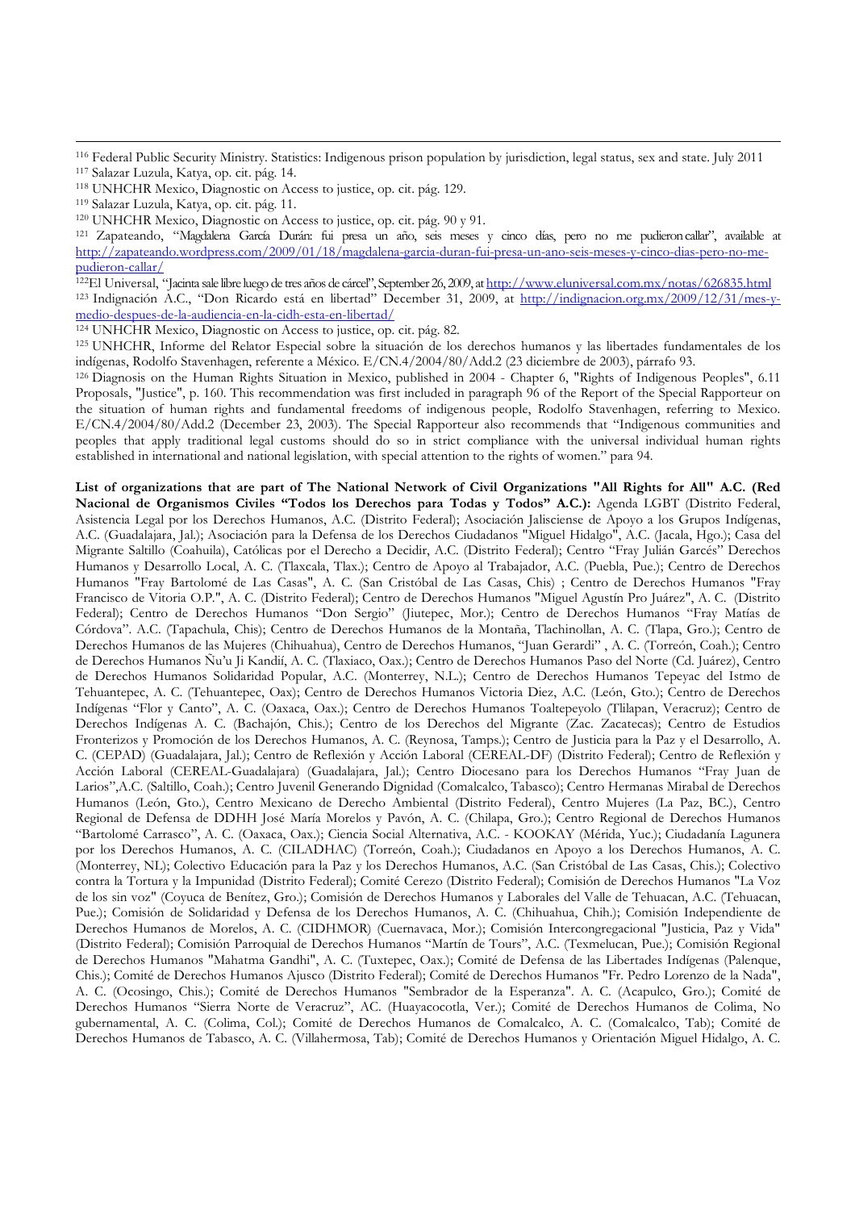[116] Federal Public Security Ministry. Statistics: Indigenous prison population by jurisdiction, legal status, sex and state. July 2011

[117] Salazar Luzula, Katya, op. cit. pág. 14.

[118] UNHCHR Mexico, Diagnostic on Access to justice, op. cit. pág. 129.

[119] Salazar Luzula, Katya, op. cit. pág. 11.

[120] UNHCHR Mexico, Diagnostic on Access to justice, op. cit. pág. 90 y 91.

[121] Zapateando, "Magdalena García Durán: fui presa un año, seis meses y cinco días, pero no me pudieron callar", available at http://zapateando.wordpress.com/2009/01/18/magdalena-garcia-duran-fui-presa-un-ano-seis-meses-y-cinco-dias-pero-no-me-pudieron-callar/

[122] El Universal, "Jacinta sale libre luego de tres años de cárcel", September 26, 2009, at http://www.eluniversal.com.mx/notas/626835.html

[123] Indignación A.C., "Don Ricardo está en libertad" December 31, 2009, at http://indignacion.org.mx/2009/12/31/mes-y-medio-despues-de-la-audiencia-en-la-cidh-esta-en-libertad/

[124] UNHCHR Mexico, Diagnostic on Access to justice, op. cit. pág. 82.

[125] UNHCHR, Informe del Relator Especial sobre la situación de los derechos humanos y las libertades fundamentales de los indígenas, Rodolfo Stavenhagen, referente a México. E/CN.4/2004/80/Add.2 (23 diciembre de 2003), párrafo 93.

[126] Diagnosis on the Human Rights Situation in Mexico, published in 2004 - Chapter 6, "Rights of Indigenous Peoples", 6.11 Proposals, "Justice", p. 160. This recommendation was first included in paragraph 96 of the Report of the Special Rapporteur on the situation of human rights and fundamental freedoms of indigenous people, Rodolfo Stavenhagen, referring to Mexico. E/CN.4/2004/80/Add.2 (December 23, 2003). The Special Rapporteur also recommends that "Indigenous communities and peoples that apply traditional legal customs should do so in strict compliance with the universal individual human rights established in international and national legislation, with special attention to the rights of women." para 94.

**List of organizations that are part of The National Network of Civil Organizations "All Rights for All" A.C. (Red Nacional de Organismos Civiles "Todos los Derechos para Todas y Todos" A.C.):** Agenda LGBT (Distrito Federal, Asistencia Legal por los Derechos Humanos, A.C. (Distrito Federal); Asociación Jalisciense de Apoyo a los Grupos Indígenas, A.C. (Guadalajara, Jal.); Asociación para la Defensa de los Derechos Ciudadanos "Miguel Hidalgo", A.C. (Jacala, Hgo.); Casa del Migrante Saltillo (Coahuila), Católicas por el Derecho a Decidir, A.C. (Distrito Federal); Centro "Fray Julián Garcés" Derechos Humanos y Desarrollo Local, A. C. (Tlaxcala, Tlax.); Centro de Apoyo al Trabajador, A.C. (Puebla, Pue.); Centro de Derechos Humanos "Fray Bartolomé de Las Casas", A. C. (San Cristóbal de Las Casas, Chis) ; Centro de Derechos Humanos "Fray Francisco de Vitoria O.P.", A. C. (Distrito Federal); Centro de Derechos Humanos "Miguel Agustín Pro Juárez", A. C. (Distrito Federal); Centro de Derechos Humanos "Don Sergio" (Jiutepec, Mor.); Centro de Derechos Humanos "Fray Matías de Córdova". A.C. (Tapachula, Chis); Centro de Derechos Humanos de la Montaña, Tlachinollan, A. C. (Tlapa, Gro.); Centro de Derechos Humanos de las Mujeres (Chihuahua), Centro de Derechos Humanos, "Juan Gerardi" , A. C. (Torreón, Coah.); Centro de Derechos Humanos Ñu'u Ji Kandií, A. C. (Tlaxiaco, Oax.); Centro de Derechos Humanos Paso del Norte (Cd. Juárez), Centro de Derechos Humanos Solidaridad Popular, A.C. (Monterrey, N.L.); Centro de Derechos Humanos Tepeyac del Istmo de Tehuantepec, A. C. (Tehuantepec, Oax); Centro de Derechos Humanos Victoria Diez, A.C. (León, Gto.); Centro de Derechos Indígenas "Flor y Canto", A. C. (Oaxaca, Oax.); Centro de Derechos Humanos Toaltepeyolo (Tlilapan, Veracruz); Centro de Derechos Indígenas A. C. (Bachajón, Chis.); Centro de los Derechos del Migrante (Zac. Zacatecas); Centro de Estudios Fronterizos y Promoción de los Derechos Humanos, A. C. (Reynosa, Tamps.); Centro de Justicia para la Paz y el Desarrollo, A. C. (CEPAD) (Guadalajara, Jal.); Centro de Reflexión y Acción Laboral (CEREAL-DF) (Distrito Federal); Centro de Reflexión y Acción Laboral (CEREAL-Guadalajara) (Guadalajara, Jal.); Centro Diocesano para los Derechos Humanos "Fray Juan de Larios",A.C. (Saltillo, Coah.); Centro Juvenil Generando Dignidad (Comalcalco, Tabasco); Centro Hermanas Mirabal de Derechos Humanos (León, Gto.), Centro Mexicano de Derecho Ambiental (Distrito Federal), Centro Mujeres (La Paz, BC.), Centro Regional de Defensa de DDHH José María Morelos y Pavón, A. C. (Chilapa, Gro.); Centro Regional de Derechos Humanos "Bartolomé Carrasco", A. C. (Oaxaca, Oax.); Ciencia Social Alternativa, A.C. - KOOKAY (Mérida, Yuc.); Ciudadanía Lagunera por los Derechos Humanos, A. C. (CILADHAC) (Torreón, Coah.); Ciudadanos en Apoyo a los Derechos Humanos, A. C. (Monterrey, NL); Colectivo Educación para la Paz y los Derechos Humanos, A.C. (San Cristóbal de Las Casas, Chis.); Colectivo contra la Tortura y la Impunidad (Distrito Federal); Comité Cerezo (Distrito Federal); Comisión de Derechos Humanos "La Voz de los sin voz" (Coyuca de Benítez, Gro.); Comisión de Derechos Humanos y Laborales del Valle de Tehuacan, A.C. (Tehuacan, Pue.); Comisión de Solidaridad y Defensa de los Derechos Humanos, A. C. (Chihuahua, Chih.); Comisión Independiente de Derechos Humanos de Morelos, A. C. (CIDHMOR) (Cuernavaca, Mor.); Comisión Intercongregacional "Justicia, Paz y Vida" (Distrito Federal); Comisión Parroquial de Derechos Humanos "Martín de Tours", A.C. (Texmelucan, Pue.); Comisión Regional de Derechos Humanos "Mahatma Gandhi", A. C. (Tuxtepec, Oax.); Comité de Defensa de las Libertades Indígenas (Palenque, Chis.); Comité de Derechos Humanos Ajusco (Distrito Federal); Comité de Derechos Humanos "Fr. Pedro Lorenzo de la Nada", A. C. (Ocosingo, Chis.); Comité de Derechos Humanos "Sembrador de la Esperanza". A. C. (Acapulco, Gro.); Comité de Derechos Humanos "Sierra Norte de Veracruz", AC. (Huayacocotla, Ver.); Comité de Derechos Humanos de Colima, No gubernamental, A. C. (Colima, Col.); Comité de Derechos Humanos de Comalcalco, A. C. (Comalcalco, Tab); Comité de Derechos Humanos de Tabasco, A. C. (Villahermosa, Tab); Comité de Derechos Humanos y Orientación Miguel Hidalgo, A. C.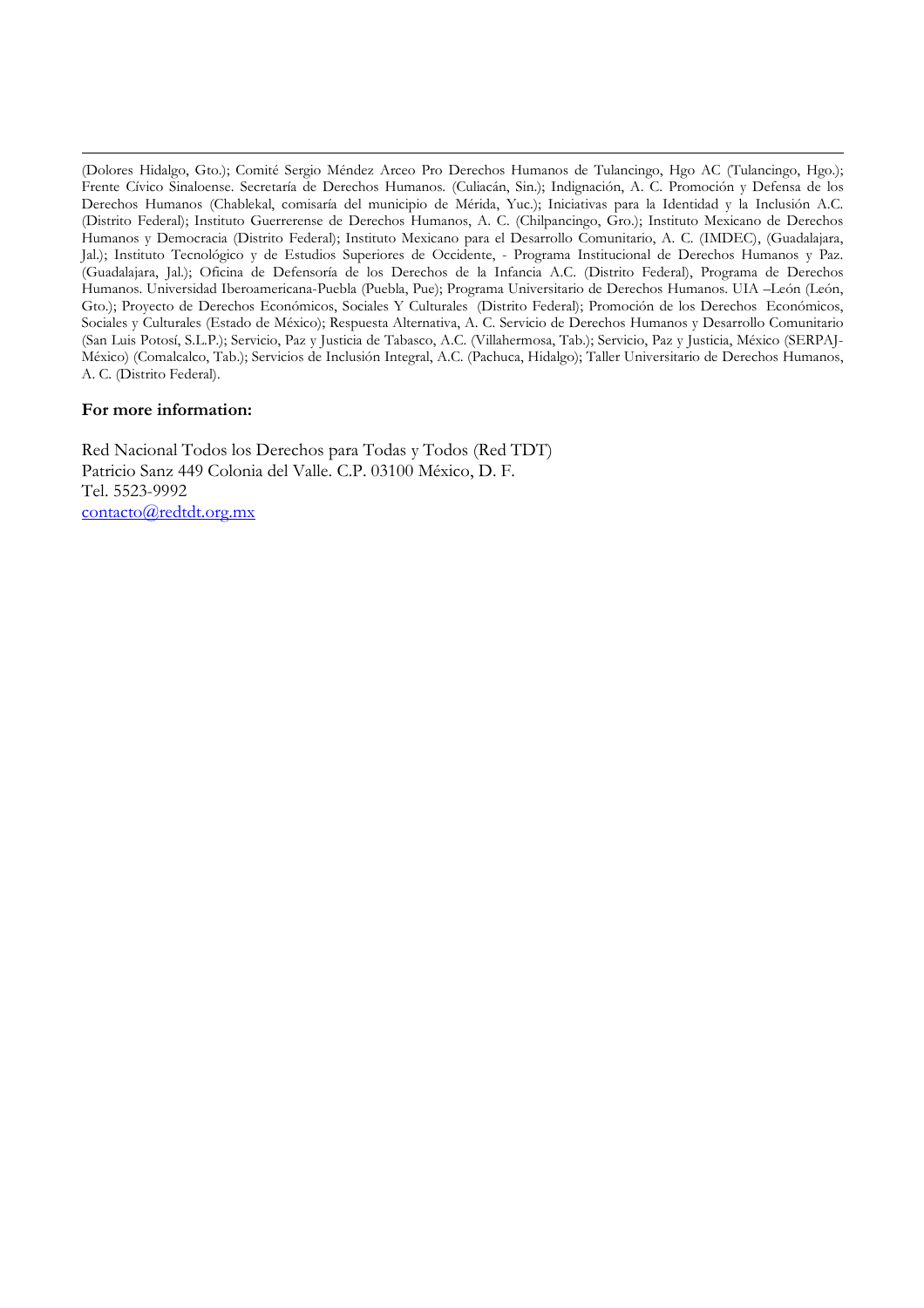(Dolores Hidalgo, Gto.); Comité Sergio Méndez Arceo Pro Derechos Humanos de Tulancingo, Hgo AC (Tulancingo, Hgo.); Frente Cívico Sinaloense. Secretaría de Derechos Humanos. (Culiacán, Sin.); Indignación, A. C. Promoción y Defensa de los Derechos Humanos (Chablekal, comisaría del municipio de Mérida, Yuc.); Iniciativas para la Identidad y la Inclusión A.C. (Distrito Federal); Instituto Guerrerense de Derechos Humanos, A. C. (Chilpancingo, Gro.); Instituto Mexicano de Derechos Humanos y Democracia (Distrito Federal); Instituto Mexicano para el Desarrollo Comunitario, A. C. (IMDEC), (Guadalajara, Jal.); Instituto Tecnológico y de Estudios Superiores de Occidente, - Programa Institucional de Derechos Humanos y Paz. (Guadalajara, Jal.); Oficina de Defensoría de los Derechos de la Infancia A.C. (Distrito Federal), Programa de Derechos Humanos. Universidad Iberoamericana-Puebla (Puebla, Pue); Programa Universitario de Derechos Humanos. UIA –León (León, Gto.); Proyecto de Derechos Económicos, Sociales Y Culturales (Distrito Federal); Promoción de los Derechos Económicos, Sociales y Culturales (Estado de México); Respuesta Alternativa, A. C. Servicio de Derechos Humanos y Desarrollo Comunitario (San Luis Potosí, S.L.P.); Servicio, Paz y Justicia de Tabasco, A.C. (Villahermosa, Tab.); Servicio, Paz y Justicia, México (SERPAJ-México) (Comalcalco, Tab.); Servicios de Inclusión Integral, A.C. (Pachuca, Hidalgo); Taller Universitario de Derechos Humanos, A. C. (Distrito Federal).

**For more information:**

Red Nacional Todos los Derechos para Todas y Todos (Red TDT)
Patricio Sanz 449 Colonia del Valle. C.P. 03100 México, D. F.
Tel. 5523-9992
contacto@redtdt.org.mx